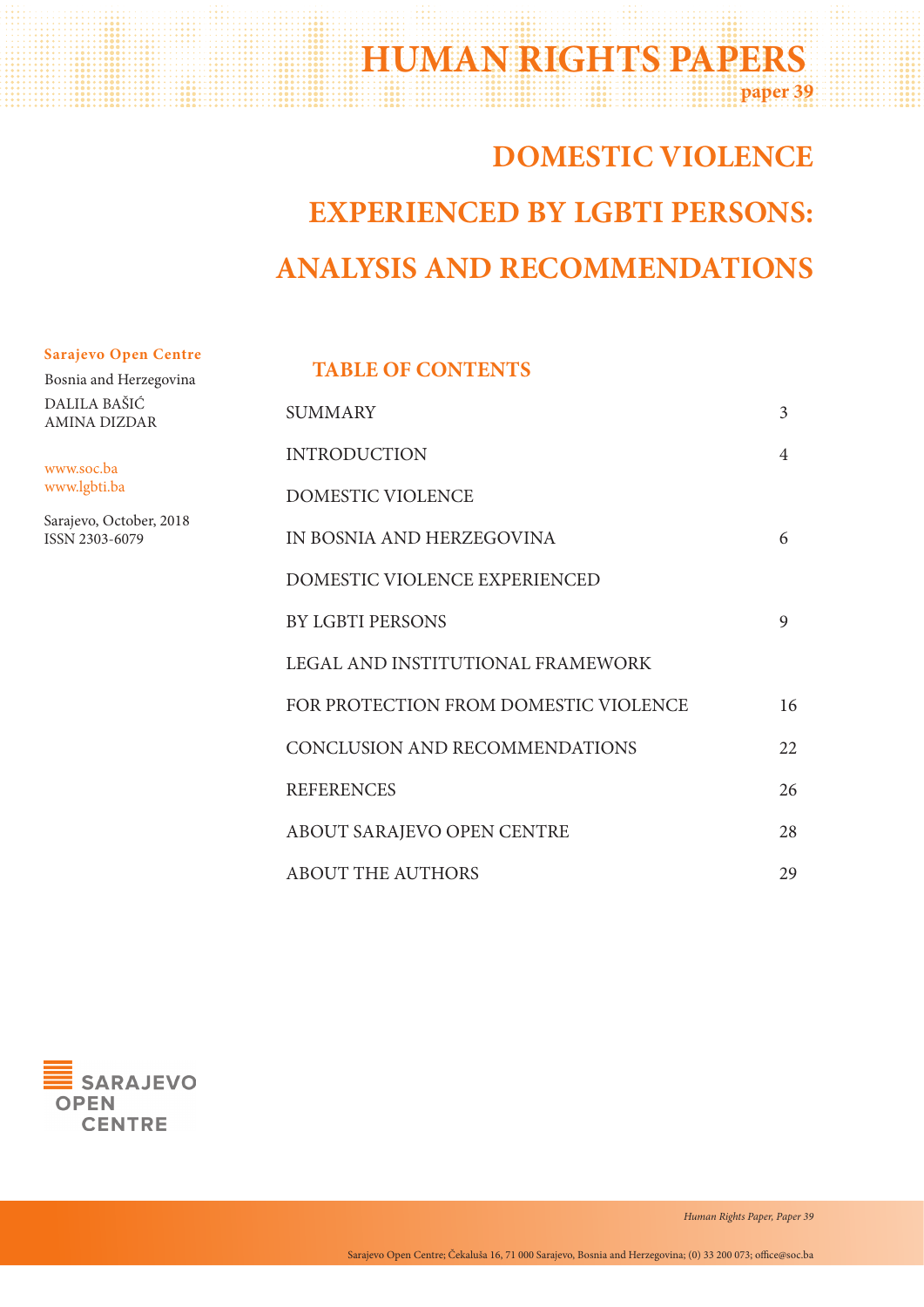# HUMAN RIGHTS PAPERS

**paper 39**

# DOMESTIC VIOLENCE EXPERIENCED BY LGBTI PERSONS: ANALYSIS AND RECOMMENDATIONS

**Sarajevo Open Centre**

Bosnia and Herzegovina

DALILA BAŠIĆ
AMINA DIZDAR

www.soc.ba
www.lgbti.ba

Sarajevo, October, 2018
ISSN 2303-6079

## TABLE OF CONTENTS

| | |
|---|---|
| SUMMARY | 3 |
| INTRODUCTION | 4 |
| DOMESTIC VIOLENCE IN BOSNIA AND HERZEGOVINA | 6 |
| DOMESTIC VIOLENCE EXPERIENCED BY LGBTI PERSONS | 9 |
| LEGAL AND INSTITUTIONAL FRAMEWORK FOR PROTECTION FROM DOMESTIC VIOLENCE | 16 |
| CONCLUSION AND RECOMMENDATIONS | 22 |
| REFERENCES | 26 |
| ABOUT SARAJEVO OPEN CENTRE | 28 |
| ABOUT THE AUTHORS | 29 |

SARAJEVO OPEN CENTRE

Sarajevo Open Centre; Čekaluša 16, 71 000 Sarajevo, Bosnia and Herzegovina; (0) 33 200 073; office@soc.ba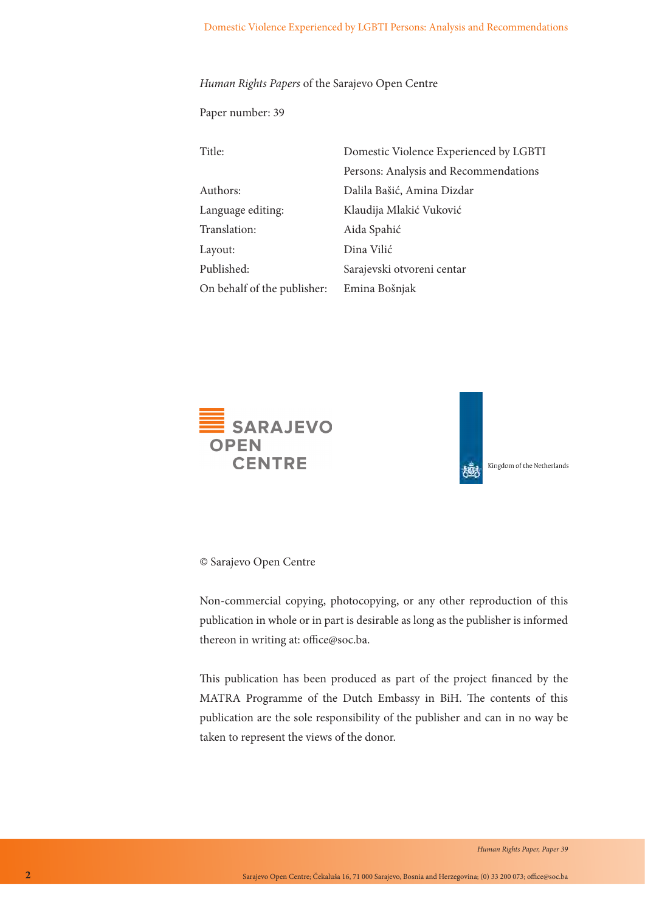*Human Rights Papers* of the Sarajevo Open Centre

Paper number: 39

| | |
|---|---|
| Title: | Domestic Violence Experienced by LGBTI Persons: Analysis and Recommendations |
| Authors: | Dalila Bašić, Amina Dizdar |
| Language editing: | Klaudija Mlakić Vuković |
| Translation: | Aida Spahić |
| Layout: | Dina Vilić |
| Published: | Sarajevski otvoreni centar |
| On behalf of the publisher: | Emina Bošnjak |

SARAJEVO OPEN CENTRE

Kingdom of the Netherlands

© Sarajevo Open Centre

Non-commercial copying, photocopying, or any other reproduction of this publication in whole or in part is desirable as long as the publisher is informed thereon in writing at: office@soc.ba.

This publication has been produced as part of the project financed by the MATRA Programme of the Dutch Embassy in BiH. The contents of this publication are the sole responsibility of the publisher and can in no way be taken to represent the views of the donor.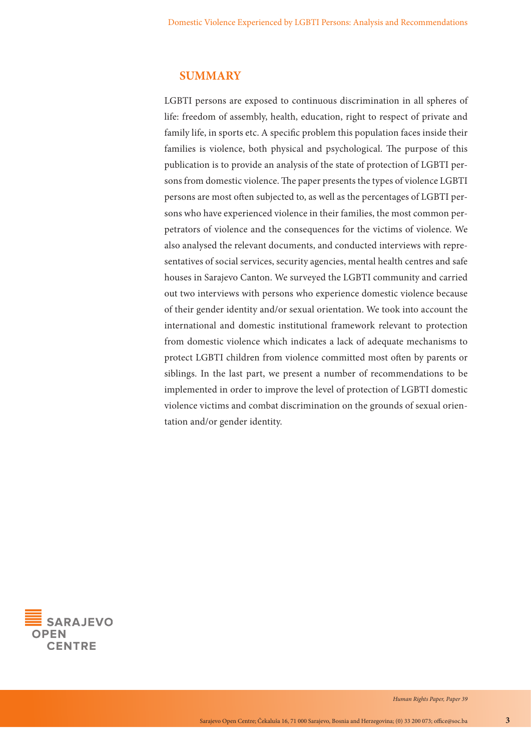## SUMMARY

LGBTI persons are exposed to continuous discrimination in all spheres of life: freedom of assembly, health, education, right to respect of private and family life, in sports etc. A specific problem this population faces inside their families is violence, both physical and psychological. The purpose of this publication is to provide an analysis of the state of protection of LGBTI persons from domestic violence. The paper presents the types of violence LGBTI persons are most often subjected to, as well as the percentages of LGBTI persons who have experienced violence in their families, the most common perpetrators of violence and the consequences for the victims of violence. We also analysed the relevant documents, and conducted interviews with representatives of social services, security agencies, mental health centres and safe houses in Sarajevo Canton. We surveyed the LGBTI community and carried out two interviews with persons who experience domestic violence because of their gender identity and/or sexual orientation. We took into account the international and domestic institutional framework relevant to protection from domestic violence which indicates a lack of adequate mechanisms to protect LGBTI children from violence committed most often by parents or siblings. In the last part, we present a number of recommendations to be implemented in order to improve the level of protection of LGBTI domestic violence victims and combat discrimination on the grounds of sexual orientation and/or gender identity.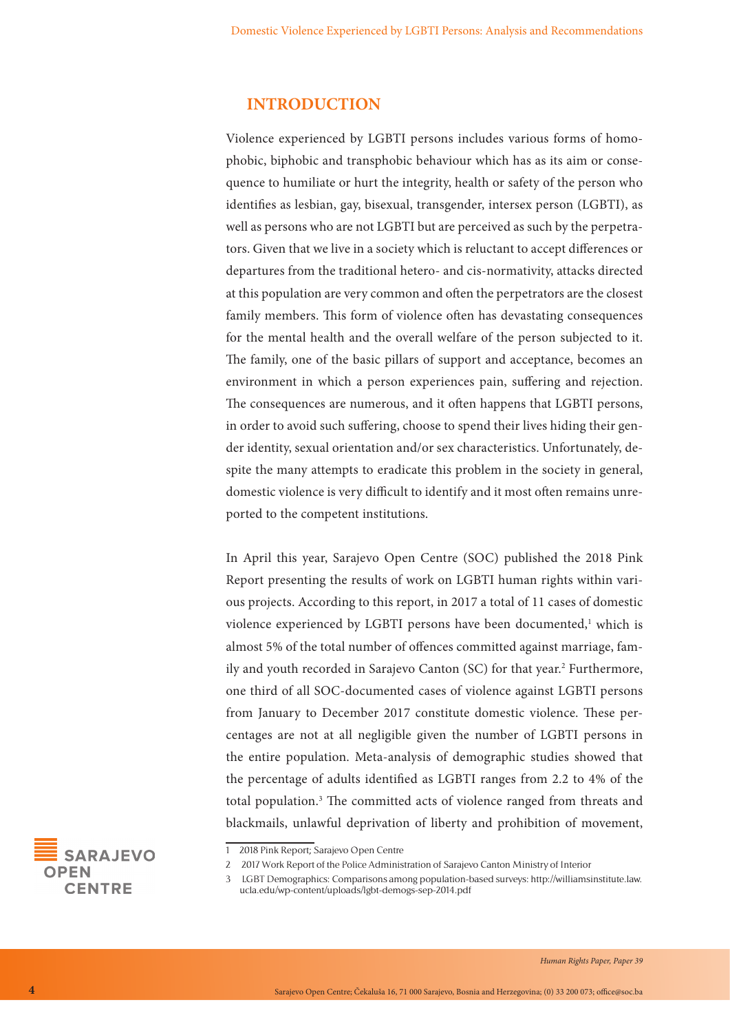## INTRODUCTION

Violence experienced by LGBTI persons includes various forms of homophobic, biphobic and transphobic behaviour which has as its aim or consequence to humiliate or hurt the integrity, health or safety of the person who identifies as lesbian, gay, bisexual, transgender, intersex person (LGBTI), as well as persons who are not LGBTI but are perceived as such by the perpetrators. Given that we live in a society which is reluctant to accept differences or departures from the traditional hetero- and cis-normativity, attacks directed at this population are very common and often the perpetrators are the closest family members. This form of violence often has devastating consequences for the mental health and the overall welfare of the person subjected to it. The family, one of the basic pillars of support and acceptance, becomes an environment in which a person experiences pain, suffering and rejection. The consequences are numerous, and it often happens that LGBTI persons, in order to avoid such suffering, choose to spend their lives hiding their gender identity, sexual orientation and/or sex characteristics. Unfortunately, despite the many attempts to eradicate this problem in the society in general, domestic violence is very difficult to identify and it most often remains unreported to the competent institutions.

In April this year, Sarajevo Open Centre (SOC) published the 2018 Pink Report presenting the results of work on LGBTI human rights within various projects. According to this report, in 2017 a total of 11 cases of domestic violence experienced by LGBTI persons have been documented,[1] which is almost 5% of the total number of offences committed against marriage, family and youth recorded in Sarajevo Canton (SC) for that year.[2] Furthermore, one third of all SOC-documented cases of violence against LGBTI persons from January to December 2017 constitute domestic violence. These percentages are not at all negligible given the number of LGBTI persons in the entire population. Meta-analysis of demographic studies showed that the percentage of adults identified as LGBTI ranges from 2.2 to 4% of the total population.[3] The committed acts of violence ranged from threats and blackmails, unlawful deprivation of liberty and prohibition of movement,

1 2018 Pink Report; Sarajevo Open Centre

2 2017 Work Report of the Police Administration of Sarajevo Canton Ministry of Interior

3 LGBT Demographics: Comparisons among population-based surveys: http://williamsinstitute.law.ucla.edu/wp-content/uploads/lgbt-demogs-sep-2014.pdf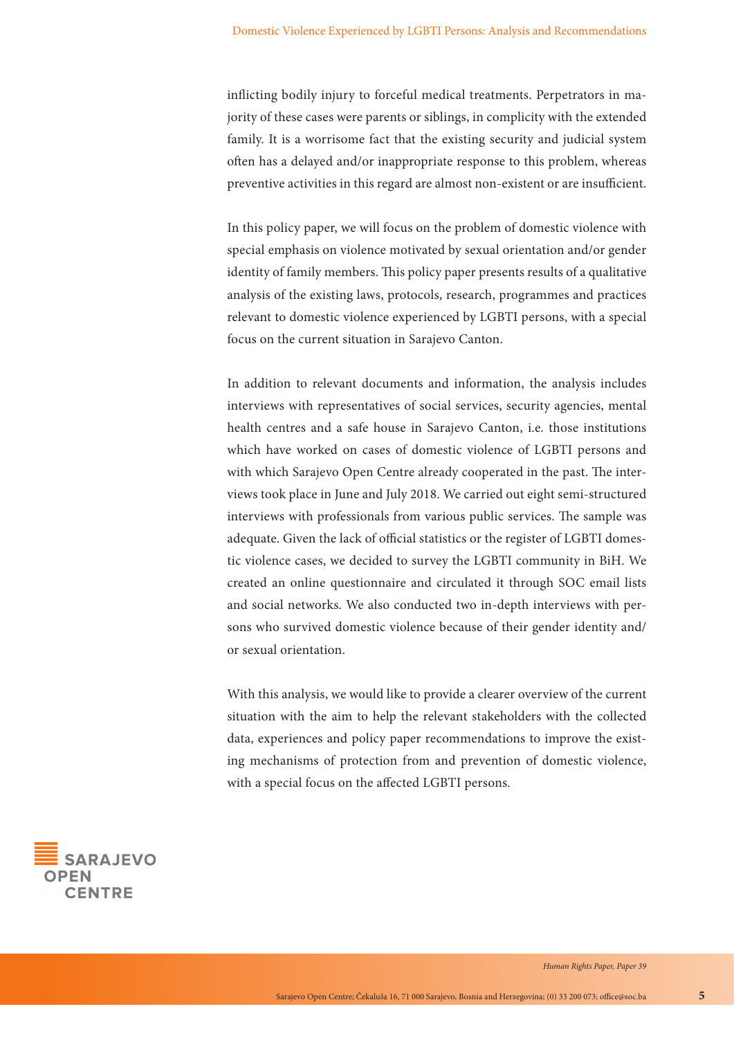inflicting bodily injury to forceful medical treatments. Perpetrators in majority of these cases were parents or siblings, in complicity with the extended family. It is a worrisome fact that the existing security and judicial system often has a delayed and/or inappropriate response to this problem, whereas preventive activities in this regard are almost non-existent or are insufficient.

In this policy paper, we will focus on the problem of domestic violence with special emphasis on violence motivated by sexual orientation and/or gender identity of family members. This policy paper presents results of a qualitative analysis of the existing laws, protocols, research, programmes and practices relevant to domestic violence experienced by LGBTI persons, with a special focus on the current situation in Sarajevo Canton.

In addition to relevant documents and information, the analysis includes interviews with representatives of social services, security agencies, mental health centres and a safe house in Sarajevo Canton, i.e. those institutions which have worked on cases of domestic violence of LGBTI persons and with which Sarajevo Open Centre already cooperated in the past. The interviews took place in June and July 2018. We carried out eight semi-structured interviews with professionals from various public services. The sample was adequate. Given the lack of official statistics or the register of LGBTI domestic violence cases, we decided to survey the LGBTI community in BiH. We created an online questionnaire and circulated it through SOC email lists and social networks. We also conducted two in-depth interviews with persons who survived domestic violence because of their gender identity and/or sexual orientation.

With this analysis, we would like to provide a clearer overview of the current situation with the aim to help the relevant stakeholders with the collected data, experiences and policy paper recommendations to improve the existing mechanisms of protection from and prevention of domestic violence, with a special focus on the affected LGBTI persons.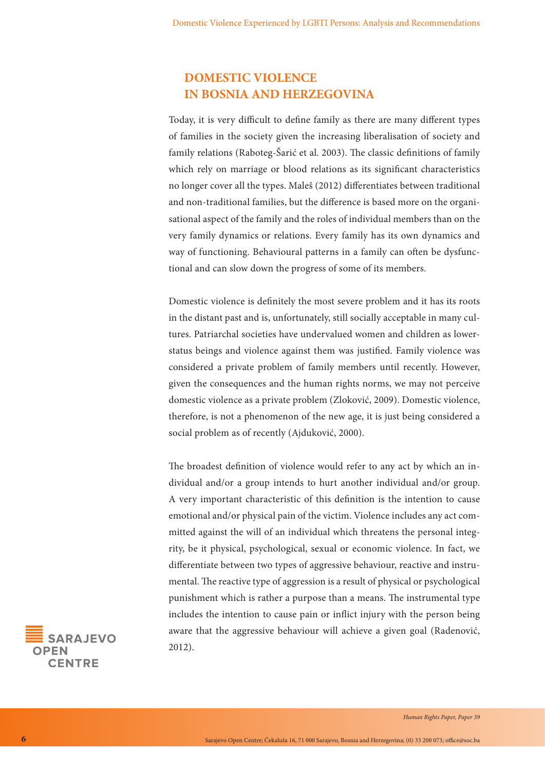## DOMESTIC VIOLENCE IN BOSNIA AND HERZEGOVINA

Today, it is very difficult to define family as there are many different types of families in the society given the increasing liberalisation of society and family relations (Raboteg-Šarić et al. 2003). The classic definitions of family which rely on marriage or blood relations as its significant characteristics no longer cover all the types. Maleš (2012) differentiates between traditional and non-traditional families, but the difference is based more on the organisational aspect of the family and the roles of individual members than on the very family dynamics or relations. Every family has its own dynamics and way of functioning. Behavioural patterns in a family can often be dysfunctional and can slow down the progress of some of its members.

Domestic violence is definitely the most severe problem and it has its roots in the distant past and is, unfortunately, still socially acceptable in many cultures. Patriarchal societies have undervalued women and children as lower-status beings and violence against them was justified. Family violence was considered a private problem of family members until recently. However, given the consequences and the human rights norms, we may not perceive domestic violence as a private problem (Zloković, 2009). Domestic violence, therefore, is not a phenomenon of the new age, it is just being considered a social problem as of recently (Ajduković, 2000).

The broadest definition of violence would refer to any act by which an individual and/or a group intends to hurt another individual and/or group. A very important characteristic of this definition is the intention to cause emotional and/or physical pain of the victim. Violence includes any act committed against the will of an individual which threatens the personal integrity, be it physical, psychological, sexual or economic violence. In fact, we differentiate between two types of aggressive behaviour, reactive and instrumental. The reactive type of aggression is a result of physical or psychological punishment which is rather a purpose than a means. The instrumental type includes the intention to cause pain or inflict injury with the person being aware that the aggressive behaviour will achieve a given goal (Radenović, 2012).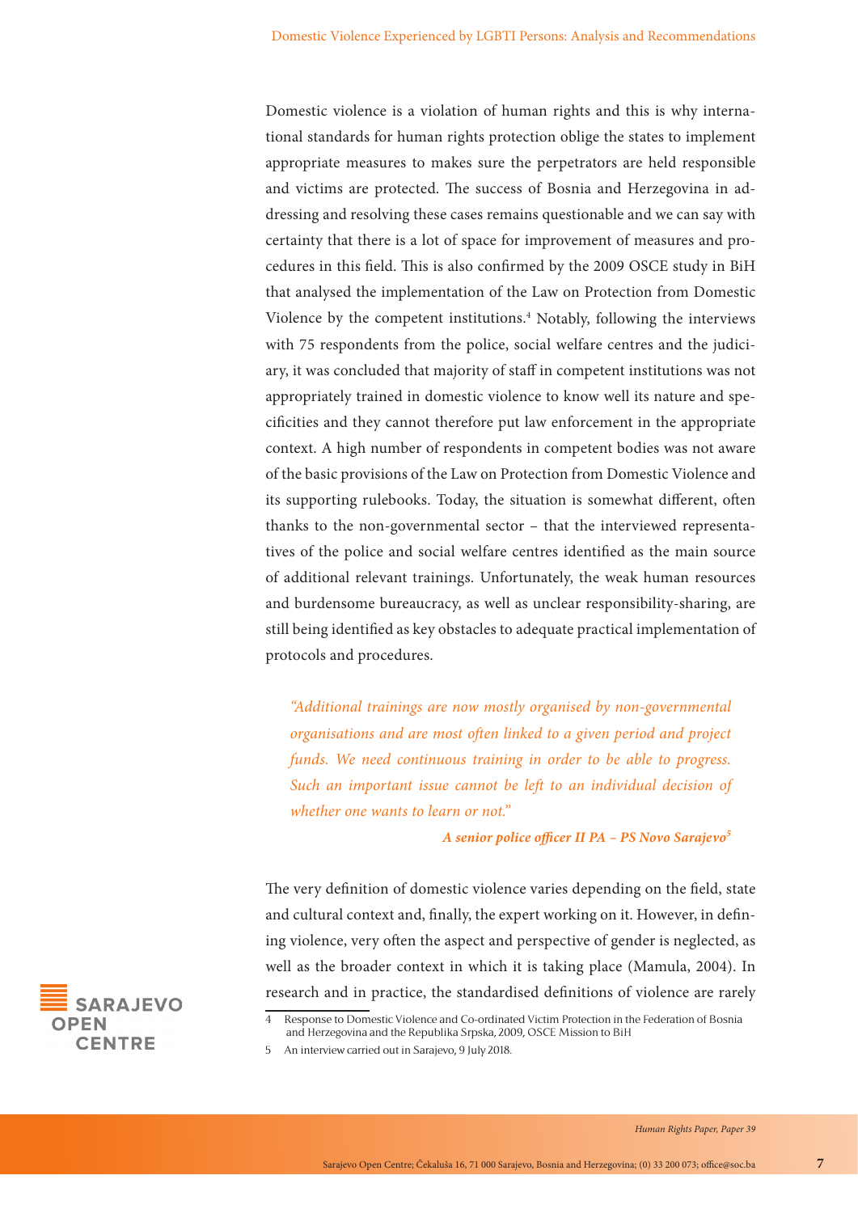Domestic violence is a violation of human rights and this is why international standards for human rights protection oblige the states to implement appropriate measures to makes sure the perpetrators are held responsible and victims are protected. The success of Bosnia and Herzegovina in addressing and resolving these cases remains questionable and we can say with certainty that there is a lot of space for improvement of measures and procedures in this field. This is also confirmed by the 2009 OSCE study in BiH that analysed the implementation of the Law on Protection from Domestic Violence by the competent institutions.[4] Notably, following the interviews with 75 respondents from the police, social welfare centres and the judiciary, it was concluded that majority of staff in competent institutions was not appropriately trained in domestic violence to know well its nature and specificities and they cannot therefore put law enforcement in the appropriate context. A high number of respondents in competent bodies was not aware of the basic provisions of the Law on Protection from Domestic Violence and its supporting rulebooks. Today, the situation is somewhat different, often thanks to the non-governmental sector – that the interviewed representatives of the police and social welfare centres identified as the main source of additional relevant trainings. Unfortunately, the weak human resources and burdensome bureaucracy, as well as unclear responsibility-sharing, are still being identified as key obstacles to adequate practical implementation of protocols and procedures.

> *"Additional trainings are now mostly organised by non-governmental organisations and are most often linked to a given period and project funds. We need continuous training in order to be able to progress. Such an important issue cannot be left to an individual decision of whether one wants to learn or not."*
>
> ***A senior police officer II PA – PS Novo Sarajevo***[5]

The very definition of domestic violence varies depending on the field, state and cultural context and, finally, the expert working on it. However, in defining violence, very often the aspect and perspective of gender is neglected, as well as the broader context in which it is taking place (Mamula, 2004). In research and in practice, the standardised definitions of violence are rarely

---

4 Response to Domestic Violence and Co-ordinated Victim Protection in the Federation of Bosnia and Herzegovina and the Republika Srpska, 2009, OSCE Mission to BiH

5 An interview carried out in Sarajevo, 9 July 2018.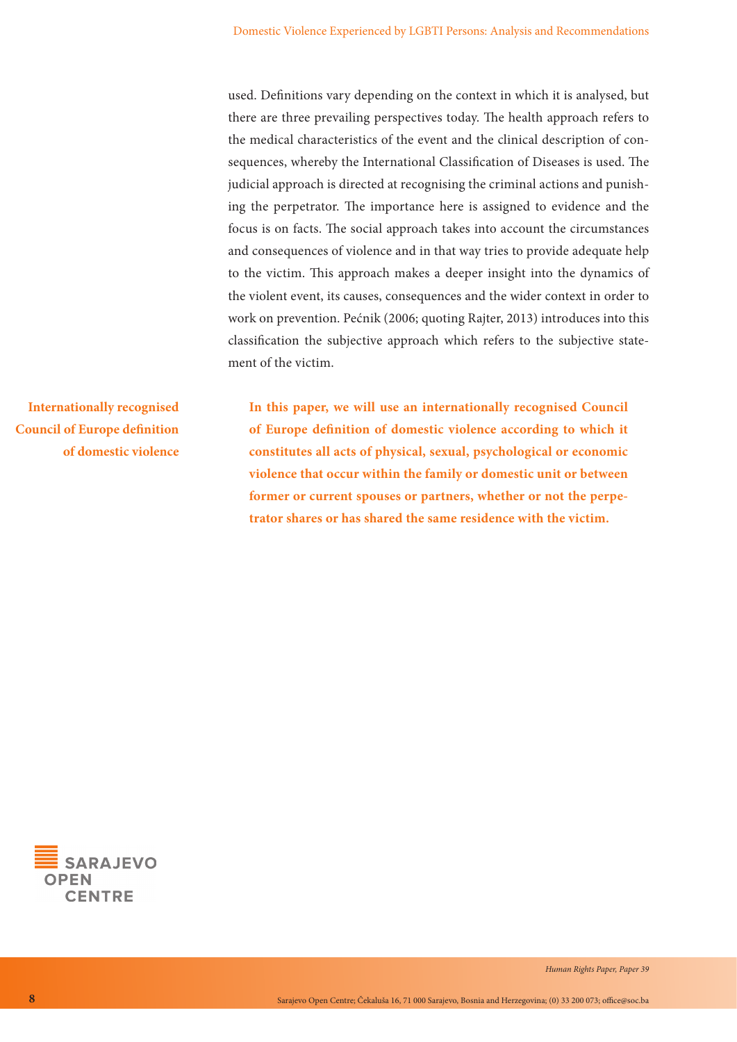used. Definitions vary depending on the context in which it is analysed, but there are three prevailing perspectives today. The health approach refers to the medical characteristics of the event and the clinical description of consequences, whereby the International Classification of Diseases is used. The judicial approach is directed at recognising the criminal actions and punishing the perpetrator. The importance here is assigned to evidence and the focus is on facts. The social approach takes into account the circumstances and consequences of violence and in that way tries to provide adequate help to the victim. This approach makes a deeper insight into the dynamics of the violent event, its causes, consequences and the wider context in order to work on prevention. Pećnik (2006; quoting Rajter, 2013) introduces into this classification the subjective approach which refers to the subjective statement of the victim.

**Internationally recognised Council of Europe definition of domestic violence**

**In this paper, we will use an internationally recognised Council of Europe definition of domestic violence according to which it constitutes all acts of physical, sexual, psychological or economic violence that occur within the family or domestic unit or between former or current spouses or partners, whether or not the perpetrator shares or has shared the same residence with the victim.**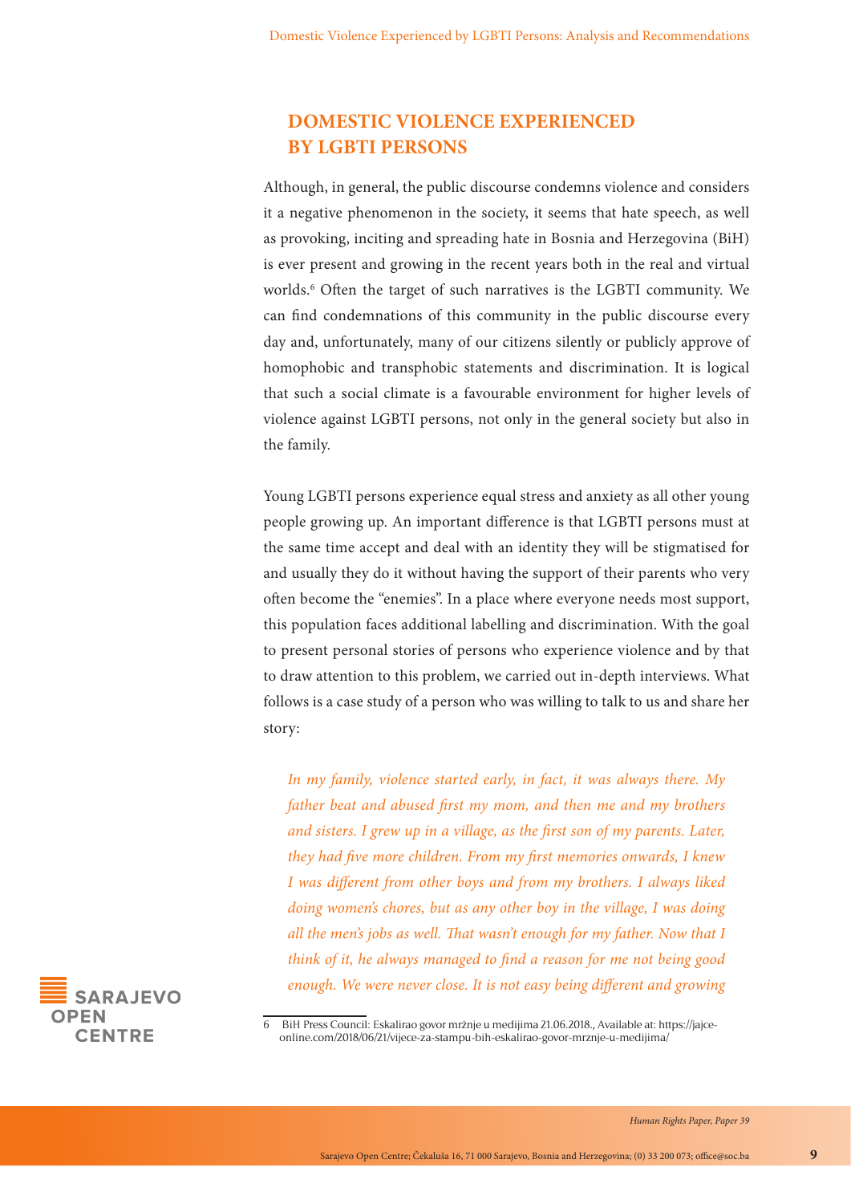## DOMESTIC VIOLENCE EXPERIENCED BY LGBTI PERSONS

Although, in general, the public discourse condemns violence and considers it a negative phenomenon in the society, it seems that hate speech, as well as provoking, inciting and spreading hate in Bosnia and Herzegovina (BiH) is ever present and growing in the recent years both in the real and virtual worlds.[6] Often the target of such narratives is the LGBTI community. We can find condemnations of this community in the public discourse every day and, unfortunately, many of our citizens silently or publicly approve of homophobic and transphobic statements and discrimination. It is logical that such a social climate is a favourable environment for higher levels of violence against LGBTI persons, not only in the general society but also in the family.

Young LGBTI persons experience equal stress and anxiety as all other young people growing up. An important difference is that LGBTI persons must at the same time accept and deal with an identity they will be stigmatised for and usually they do it without having the support of their parents who very often become the "enemies". In a place where everyone needs most support, this population faces additional labelling and discrimination. With the goal to present personal stories of persons who experience violence and by that to draw attention to this problem, we carried out in-depth interviews. What follows is a case study of a person who was willing to talk to us and share her story:

> *In my family, violence started early, in fact, it was always there. My father beat and abused first my mom, and then me and my brothers and sisters. I grew up in a village, as the first son of my parents. Later, they had five more children. From my first memories onwards, I knew I was different from other boys and from my brothers. I always liked doing women's chores, but as any other boy in the village, I was doing all the men's jobs as well. That wasn't enough for my father. Now that I think of it, he always managed to find a reason for me not being good enough. We were never close. It is not easy being different and growing*

---

6 BiH Press Council: Eskalirao govor mržnje u medijima 21.06.2018., Available at: https://jajce-online.com/2018/06/21/vijece-za-stampu-bih-eskalirao-govor-mrznje-u-medijima/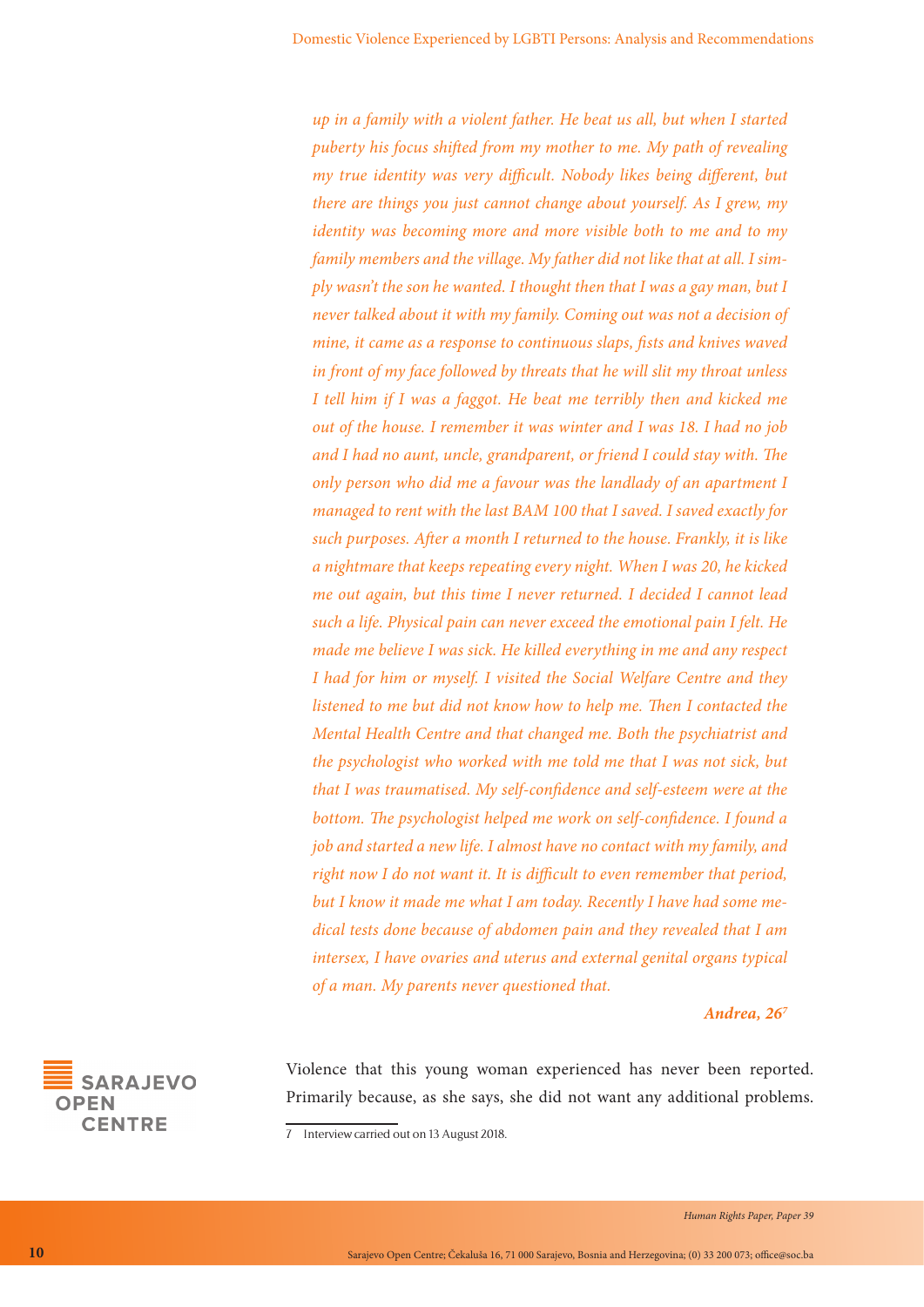*up in a family with a violent father. He beat us all, but when I started puberty his focus shifted from my mother to me. My path of revealing my true identity was very difficult. Nobody likes being different, but there are things you just cannot change about yourself. As I grew, my identity was becoming more and more visible both to me and to my family members and the village. My father did not like that at all. I simply wasn't the son he wanted. I thought then that I was a gay man, but I never talked about it with my family. Coming out was not a decision of mine, it came as a response to continuous slaps, fists and knives waved in front of my face followed by threats that he will slit my throat unless I tell him if I was a faggot. He beat me terribly then and kicked me out of the house. I remember it was winter and I was 18. I had no job and I had no aunt, uncle, grandparent, or friend I could stay with. The only person who did me a favour was the landlady of an apartment I managed to rent with the last BAM 100 that I saved. I saved exactly for such purposes. After a month I returned to the house. Frankly, it is like a nightmare that keeps repeating every night. When I was 20, he kicked me out again, but this time I never returned. I decided I cannot lead such a life. Physical pain can never exceed the emotional pain I felt. He made me believe I was sick. He killed everything in me and any respect I had for him or myself. I visited the Social Welfare Centre and they listened to me but did not know how to help me. Then I contacted the Mental Health Centre and that changed me. Both the psychiatrist and the psychologist who worked with me told me that I was not sick, but that I was traumatised. My self-confidence and self-esteem were at the bottom. The psychologist helped me work on self-confidence. I found a job and started a new life. I almost have no contact with my family, and right now I do not want it. It is difficult to even remember that period, but I know it made me what I am today. Recently I have had some medical tests done because of abdomen pain and they revealed that I am intersex, I have ovaries and uterus and external genital organs typical of a man. My parents never questioned that.*

***Andrea, 26***[7]

Violence that this young woman experienced has never been reported. Primarily because, as she says, she did not want any additional problems.

7 Interview carried out on 13 August 2018.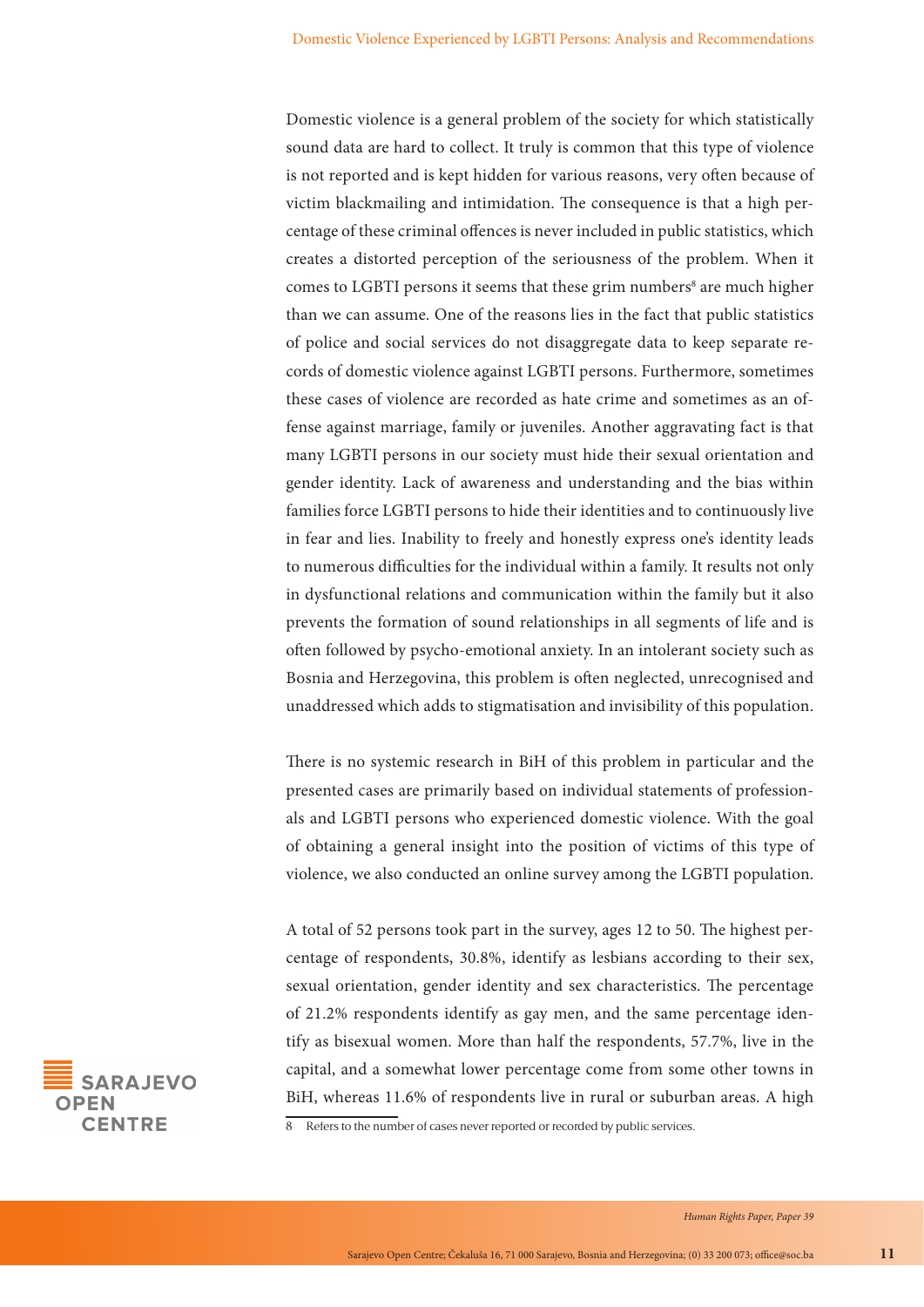Domestic violence is a general problem of the society for which statistically sound data are hard to collect. It truly is common that this type of violence is not reported and is kept hidden for various reasons, very often because of victim blackmailing and intimidation. The consequence is that a high percentage of these criminal offences is never included in public statistics, which creates a distorted perception of the seriousness of the problem. When it comes to LGBTI persons it seems that these grim numbers[8] are much higher than we can assume. One of the reasons lies in the fact that public statistics of police and social services do not disaggregate data to keep separate records of domestic violence against LGBTI persons. Furthermore, sometimes these cases of violence are recorded as hate crime and sometimes as an offense against marriage, family or juveniles. Another aggravating fact is that many LGBTI persons in our society must hide their sexual orientation and gender identity. Lack of awareness and understanding and the bias within families force LGBTI persons to hide their identities and to continuously live in fear and lies. Inability to freely and honestly express one's identity leads to numerous difficulties for the individual within a family. It results not only in dysfunctional relations and communication within the family but it also prevents the formation of sound relationships in all segments of life and is often followed by psycho-emotional anxiety. In an intolerant society such as Bosnia and Herzegovina, this problem is often neglected, unrecognised and unaddressed which adds to stigmatisation and invisibility of this population.

There is no systemic research in BiH of this problem in particular and the presented cases are primarily based on individual statements of professionals and LGBTI persons who experienced domestic violence. With the goal of obtaining a general insight into the position of victims of this type of violence, we also conducted an online survey among the LGBTI population.

A total of 52 persons took part in the survey, ages 12 to 50. The highest percentage of respondents, 30.8%, identify as lesbians according to their sex, sexual orientation, gender identity and sex characteristics. The percentage of 21.2% respondents identify as gay men, and the same percentage identify as bisexual women. More than half the respondents, 57.7%, live in the capital, and a somewhat lower percentage come from some other towns in BiH, whereas 11.6% of respondents live in rural or suburban areas. A high

8 Refers to the number of cases never reported or recorded by public services.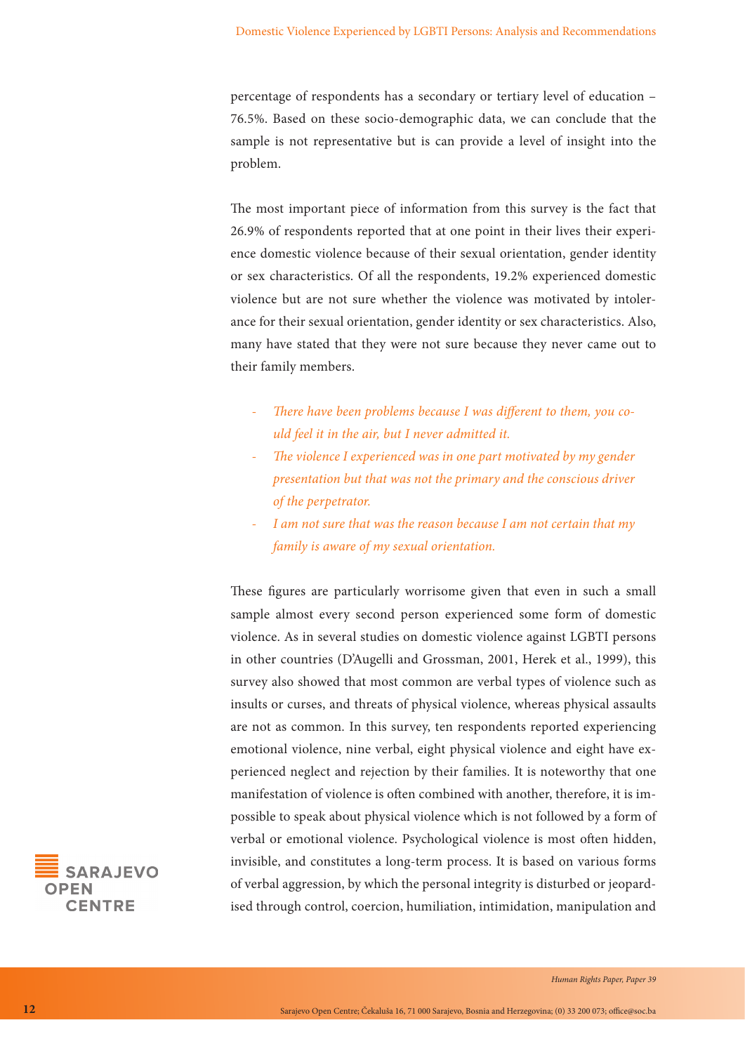percentage of respondents has a secondary or tertiary level of education – 76.5%. Based on these socio-demographic data, we can conclude that the sample is not representative but is can provide a level of insight into the problem.

The most important piece of information from this survey is the fact that 26.9% of respondents reported that at one point in their lives their experience domestic violence because of their sexual orientation, gender identity or sex characteristics. Of all the respondents, 19.2% experienced domestic violence but are not sure whether the violence was motivated by intolerance for their sexual orientation, gender identity or sex characteristics. Also, many have stated that they were not sure because they never came out to their family members.

- *There have been problems because I was different to them, you could feel it in the air, but I never admitted it.*
- *The violence I experienced was in one part motivated by my gender presentation but that was not the primary and the conscious driver of the perpetrator.*
- *I am not sure that was the reason because I am not certain that my family is aware of my sexual orientation.*

These figures are particularly worrisome given that even in such a small sample almost every second person experienced some form of domestic violence. As in several studies on domestic violence against LGBTI persons in other countries (D'Augelli and Grossman, 2001, Herek et al., 1999), this survey also showed that most common are verbal types of violence such as insults or curses, and threats of physical violence, whereas physical assaults are not as common. In this survey, ten respondents reported experiencing emotional violence, nine verbal, eight physical violence and eight have experienced neglect and rejection by their families. It is noteworthy that one manifestation of violence is often combined with another, therefore, it is impossible to speak about physical violence which is not followed by a form of verbal or emotional violence. Psychological violence is most often hidden, invisible, and constitutes a long-term process. It is based on various forms of verbal aggression, by which the personal integrity is disturbed or jeopardised through control, coercion, humiliation, intimidation, manipulation and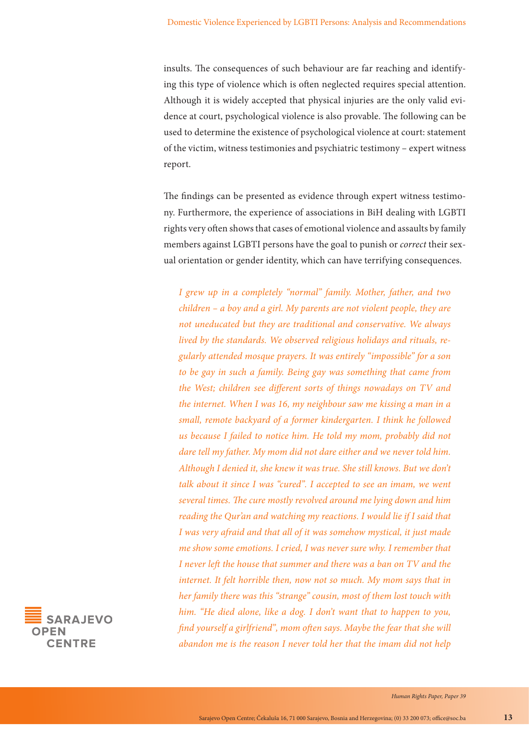insults. The consequences of such behaviour are far reaching and identifying this type of violence which is often neglected requires special attention. Although it is widely accepted that physical injuries are the only valid evidence at court, psychological violence is also provable. The following can be used to determine the existence of psychological violence at court: statement of the victim, witness testimonies and psychiatric testimony – expert witness report.

The findings can be presented as evidence through expert witness testimony. Furthermore, the experience of associations in BiH dealing with LGBTI rights very often shows that cases of emotional violence and assaults by family members against LGBTI persons have the goal to punish or *correct* their sexual orientation or gender identity, which can have terrifying consequences.

> *I grew up in a completely "normal" family. Mother, father, and two children – a boy and a girl. My parents are not violent people, they are not uneducated but they are traditional and conservative. We always lived by the standards. We observed religious holidays and rituals, regularly attended mosque prayers. It was entirely "impossible" for a son to be gay in such a family. Being gay was something that came from the West; children see different sorts of things nowadays on TV and the internet. When I was 16, my neighbour saw me kissing a man in a small, remote backyard of a former kindergarten. I think he followed us because I failed to notice him. He told my mom, probably did not dare tell my father. My mom did not dare either and we never told him. Although I denied it, she knew it was true. She still knows. But we don't talk about it since I was "cured". I accepted to see an imam, we went several times. The cure mostly revolved around me lying down and him reading the Qur'an and watching my reactions. I would lie if I said that I was very afraid and that all of it was somehow mystical, it just made me show some emotions. I cried, I was never sure why. I remember that I never left the house that summer and there was a ban on TV and the internet. It felt horrible then, now not so much. My mom says that in her family there was this "strange" cousin, most of them lost touch with him. "He died alone, like a dog. I don't want that to happen to you, find yourself a girlfriend", mom often says. Maybe the fear that she will abandon me is the reason I never told her that the imam did not help*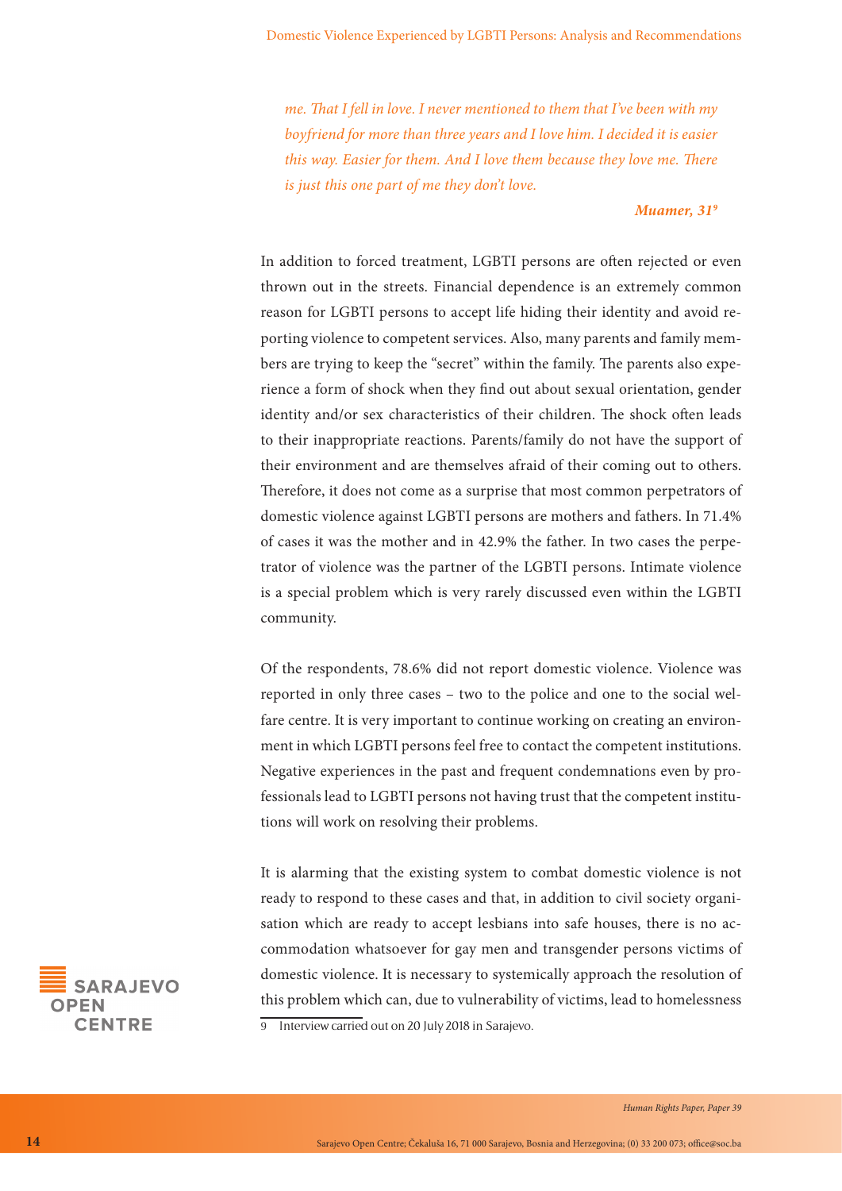*me. That I fell in love. I never mentioned to them that I've been with my boyfriend for more than three years and I love him. I decided it is easier this way. Easier for them. And I love them because they love me. There is just this one part of me they don't love.*

***Muamer, 31***[9]

In addition to forced treatment, LGBTI persons are often rejected or even thrown out in the streets. Financial dependence is an extremely common reason for LGBTI persons to accept life hiding their identity and avoid reporting violence to competent services. Also, many parents and family members are trying to keep the "secret" within the family. The parents also experience a form of shock when they find out about sexual orientation, gender identity and/or sex characteristics of their children. The shock often leads to their inappropriate reactions. Parents/family do not have the support of their environment and are themselves afraid of their coming out to others. Therefore, it does not come as a surprise that most common perpetrators of domestic violence against LGBTI persons are mothers and fathers. In 71.4% of cases it was the mother and in 42.9% the father. In two cases the perpetrator of violence was the partner of the LGBTI persons. Intimate violence is a special problem which is very rarely discussed even within the LGBTI community.

Of the respondents, 78.6% did not report domestic violence. Violence was reported in only three cases – two to the police and one to the social welfare centre. It is very important to continue working on creating an environment in which LGBTI persons feel free to contact the competent institutions. Negative experiences in the past and frequent condemnations even by professionals lead to LGBTI persons not having trust that the competent institutions will work on resolving their problems.

It is alarming that the existing system to combat domestic violence is not ready to respond to these cases and that, in addition to civil society organisation which are ready to accept lesbians into safe houses, there is no accommodation whatsoever for gay men and transgender persons victims of domestic violence. It is necessary to systemically approach the resolution of this problem which can, due to vulnerability of victims, lead to homelessness

9 Interview carried out on 20 July 2018 in Sarajevo.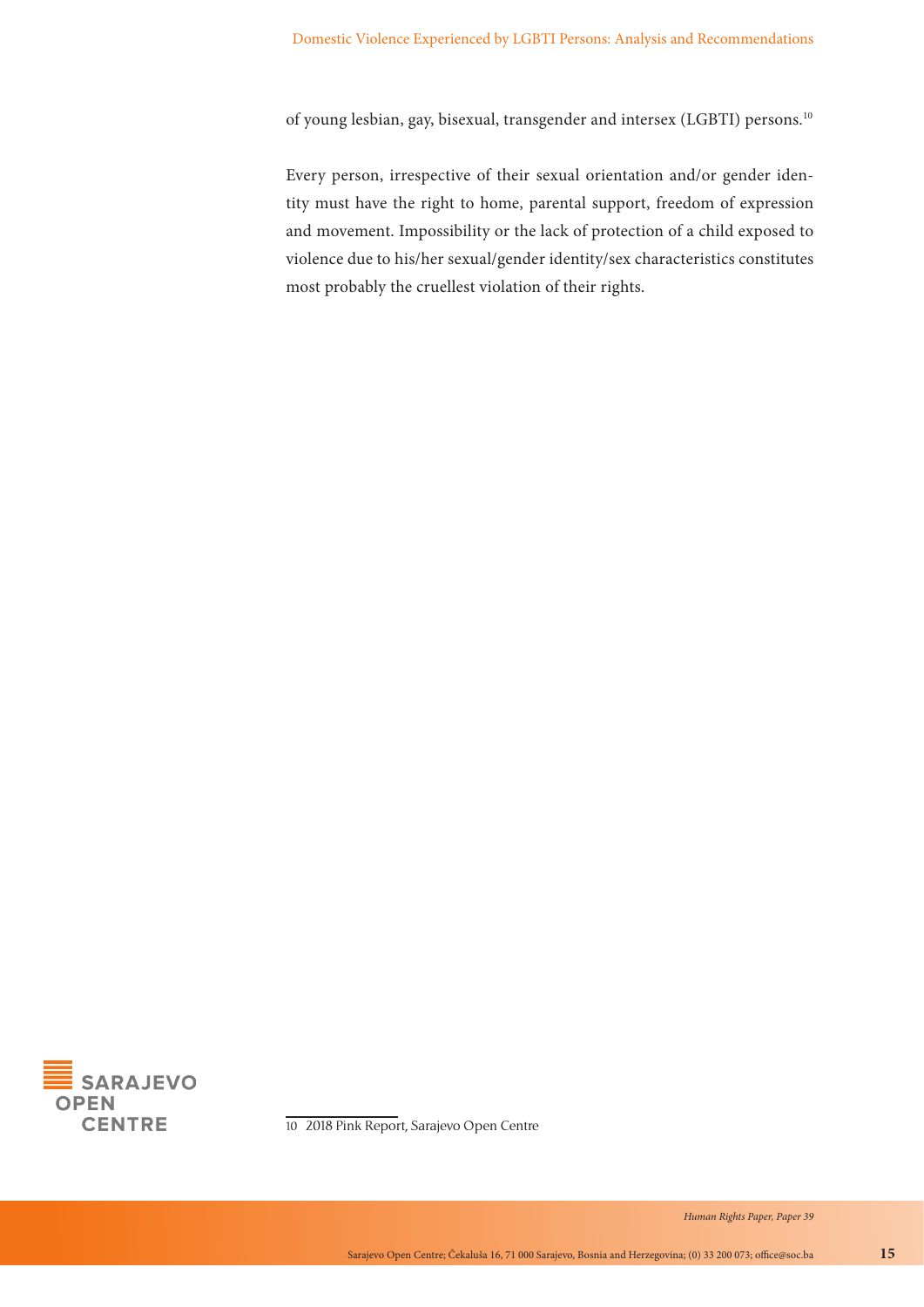of young lesbian, gay, bisexual, transgender and intersex (LGBTI) persons.[10]

Every person, irrespective of their sexual orientation and/or gender identity must have the right to home, parental support, freedom of expression and movement. Impossibility or the lack of protection of a child exposed to violence due to his/her sexual/gender identity/sex characteristics constitutes most probably the cruellest violation of their rights.

10 2018 Pink Report, Sarajevo Open Centre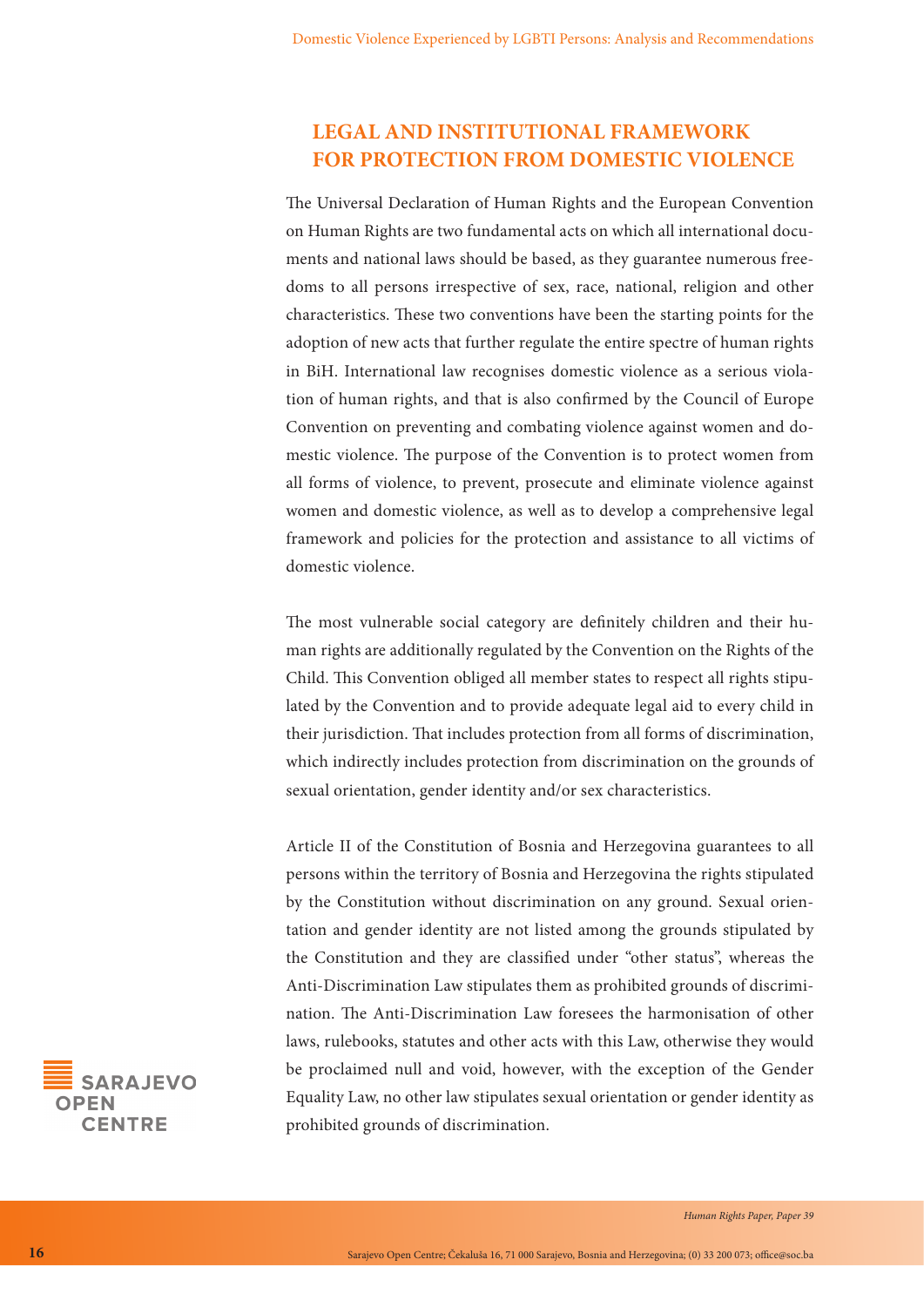## LEGAL AND INSTITUTIONAL FRAMEWORK FOR PROTECTION FROM DOMESTIC VIOLENCE

The Universal Declaration of Human Rights and the European Convention on Human Rights are two fundamental acts on which all international documents and national laws should be based, as they guarantee numerous freedoms to all persons irrespective of sex, race, national, religion and other characteristics. These two conventions have been the starting points for the adoption of new acts that further regulate the entire spectre of human rights in BiH. International law recognises domestic violence as a serious violation of human rights, and that is also confirmed by the Council of Europe Convention on preventing and combating violence against women and domestic violence. The purpose of the Convention is to protect women from all forms of violence, to prevent, prosecute and eliminate violence against women and domestic violence, as well as to develop a comprehensive legal framework and policies for the protection and assistance to all victims of domestic violence.

The most vulnerable social category are definitely children and their human rights are additionally regulated by the Convention on the Rights of the Child. This Convention obliged all member states to respect all rights stipulated by the Convention and to provide adequate legal aid to every child in their jurisdiction. That includes protection from all forms of discrimination, which indirectly includes protection from discrimination on the grounds of sexual orientation, gender identity and/or sex characteristics.

Article II of the Constitution of Bosnia and Herzegovina guarantees to all persons within the territory of Bosnia and Herzegovina the rights stipulated by the Constitution without discrimination on any ground. Sexual orientation and gender identity are not listed among the grounds stipulated by the Constitution and they are classified under "other status", whereas the Anti-Discrimination Law stipulates them as prohibited grounds of discrimination. The Anti-Discrimination Law foresees the harmonisation of other laws, rulebooks, statutes and other acts with this Law, otherwise they would be proclaimed null and void, however, with the exception of the Gender Equality Law, no other law stipulates sexual orientation or gender identity as prohibited grounds of discrimination.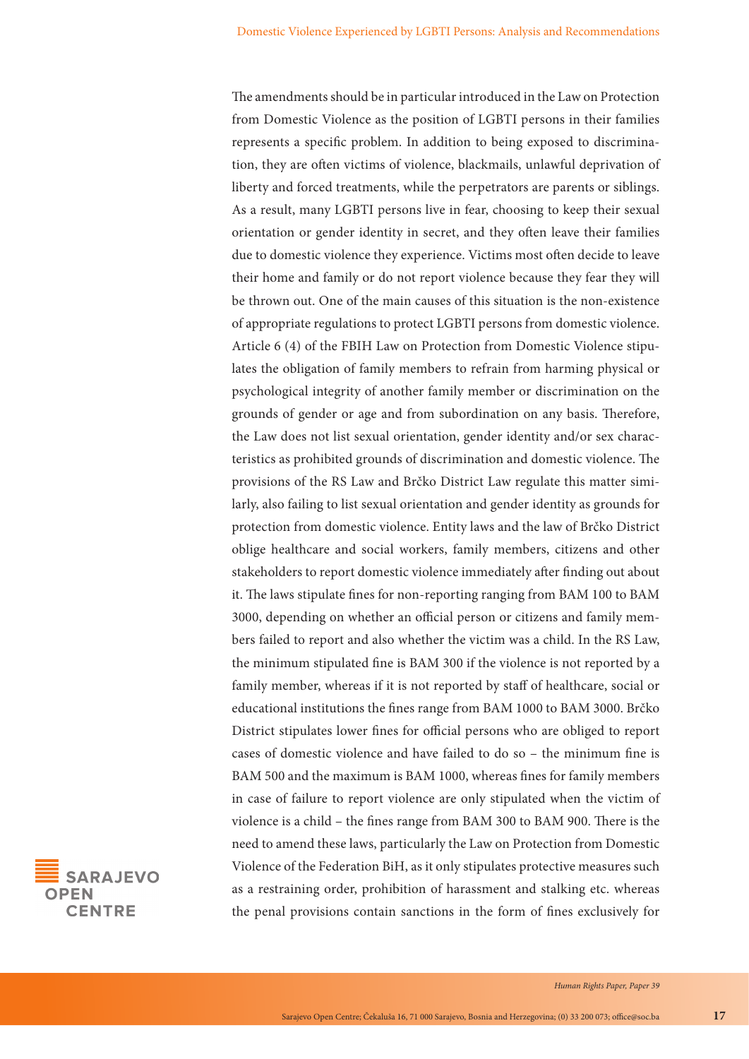The amendments should be in particular introduced in the Law on Protection from Domestic Violence as the position of LGBTI persons in their families represents a specific problem. In addition to being exposed to discrimination, they are often victims of violence, blackmails, unlawful deprivation of liberty and forced treatments, while the perpetrators are parents or siblings. As a result, many LGBTI persons live in fear, choosing to keep their sexual orientation or gender identity in secret, and they often leave their families due to domestic violence they experience. Victims most often decide to leave their home and family or do not report violence because they fear they will be thrown out. One of the main causes of this situation is the non-existence of appropriate regulations to protect LGBTI persons from domestic violence. Article 6 (4) of the FBIH Law on Protection from Domestic Violence stipulates the obligation of family members to refrain from harming physical or psychological integrity of another family member or discrimination on the grounds of gender or age and from subordination on any basis. Therefore, the Law does not list sexual orientation, gender identity and/or sex characteristics as prohibited grounds of discrimination and domestic violence. The provisions of the RS Law and Brčko District Law regulate this matter similarly, also failing to list sexual orientation and gender identity as grounds for protection from domestic violence. Entity laws and the law of Brčko District oblige healthcare and social workers, family members, citizens and other stakeholders to report domestic violence immediately after finding out about it. The laws stipulate fines for non-reporting ranging from BAM 100 to BAM 3000, depending on whether an official person or citizens and family members failed to report and also whether the victim was a child. In the RS Law, the minimum stipulated fine is BAM 300 if the violence is not reported by a family member, whereas if it is not reported by staff of healthcare, social or educational institutions the fines range from BAM 1000 to BAM 3000. Brčko District stipulates lower fines for official persons who are obliged to report cases of domestic violence and have failed to do so – the minimum fine is BAM 500 and the maximum is BAM 1000, whereas fines for family members in case of failure to report violence are only stipulated when the victim of violence is a child – the fines range from BAM 300 to BAM 900. There is the need to amend these laws, particularly the Law on Protection from Domestic Violence of the Federation BiH, as it only stipulates protective measures such as a restraining order, prohibition of harassment and stalking etc. whereas the penal provisions contain sanctions in the form of fines exclusively for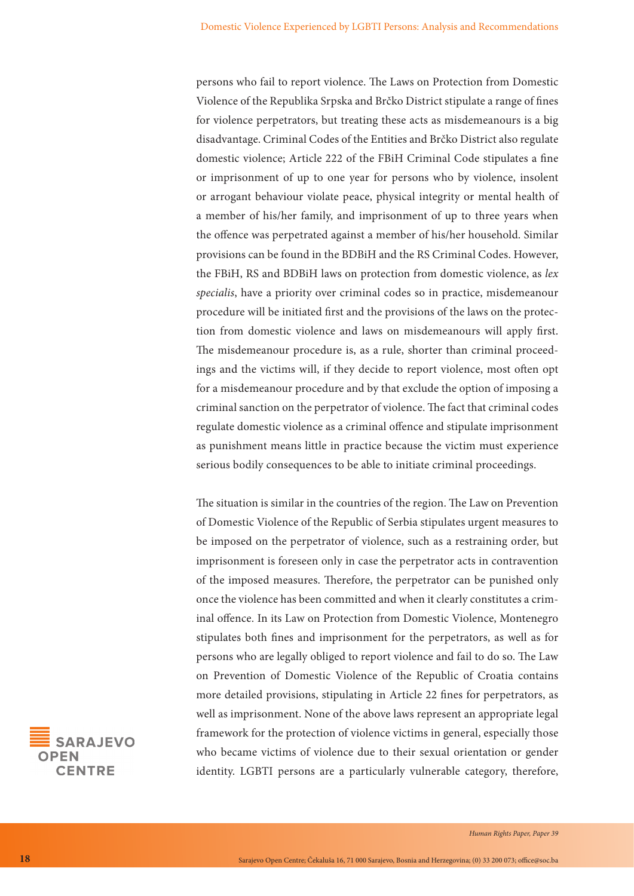persons who fail to report violence. The Laws on Protection from Domestic Violence of the Republika Srpska and Brčko District stipulate a range of fines for violence perpetrators, but treating these acts as misdemeanours is a big disadvantage. Criminal Codes of the Entities and Brčko District also regulate domestic violence; Article 222 of the FBiH Criminal Code stipulates a fine or imprisonment of up to one year for persons who by violence, insolent or arrogant behaviour violate peace, physical integrity or mental health of a member of his/her family, and imprisonment of up to three years when the offence was perpetrated against a member of his/her household. Similar provisions can be found in the BDBiH and the RS Criminal Codes. However, the FBiH, RS and BDBiH laws on protection from domestic violence, as *lex specialis*, have a priority over criminal codes so in practice, misdemeanour procedure will be initiated first and the provisions of the laws on the protection from domestic violence and laws on misdemeanours will apply first. The misdemeanour procedure is, as a rule, shorter than criminal proceedings and the victims will, if they decide to report violence, most often opt for a misdemeanour procedure and by that exclude the option of imposing a criminal sanction on the perpetrator of violence. The fact that criminal codes regulate domestic violence as a criminal offence and stipulate imprisonment as punishment means little in practice because the victim must experience serious bodily consequences to be able to initiate criminal proceedings.

The situation is similar in the countries of the region. The Law on Prevention of Domestic Violence of the Republic of Serbia stipulates urgent measures to be imposed on the perpetrator of violence, such as a restraining order, but imprisonment is foreseen only in case the perpetrator acts in contravention of the imposed measures. Therefore, the perpetrator can be punished only once the violence has been committed and when it clearly constitutes a criminal offence. In its Law on Protection from Domestic Violence, Montenegro stipulates both fines and imprisonment for the perpetrators, as well as for persons who are legally obliged to report violence and fail to do so. The Law on Prevention of Domestic Violence of the Republic of Croatia contains more detailed provisions, stipulating in Article 22 fines for perpetrators, as well as imprisonment. None of the above laws represent an appropriate legal framework for the protection of violence victims in general, especially those who became victims of violence due to their sexual orientation or gender identity. LGBTI persons are a particularly vulnerable category, therefore,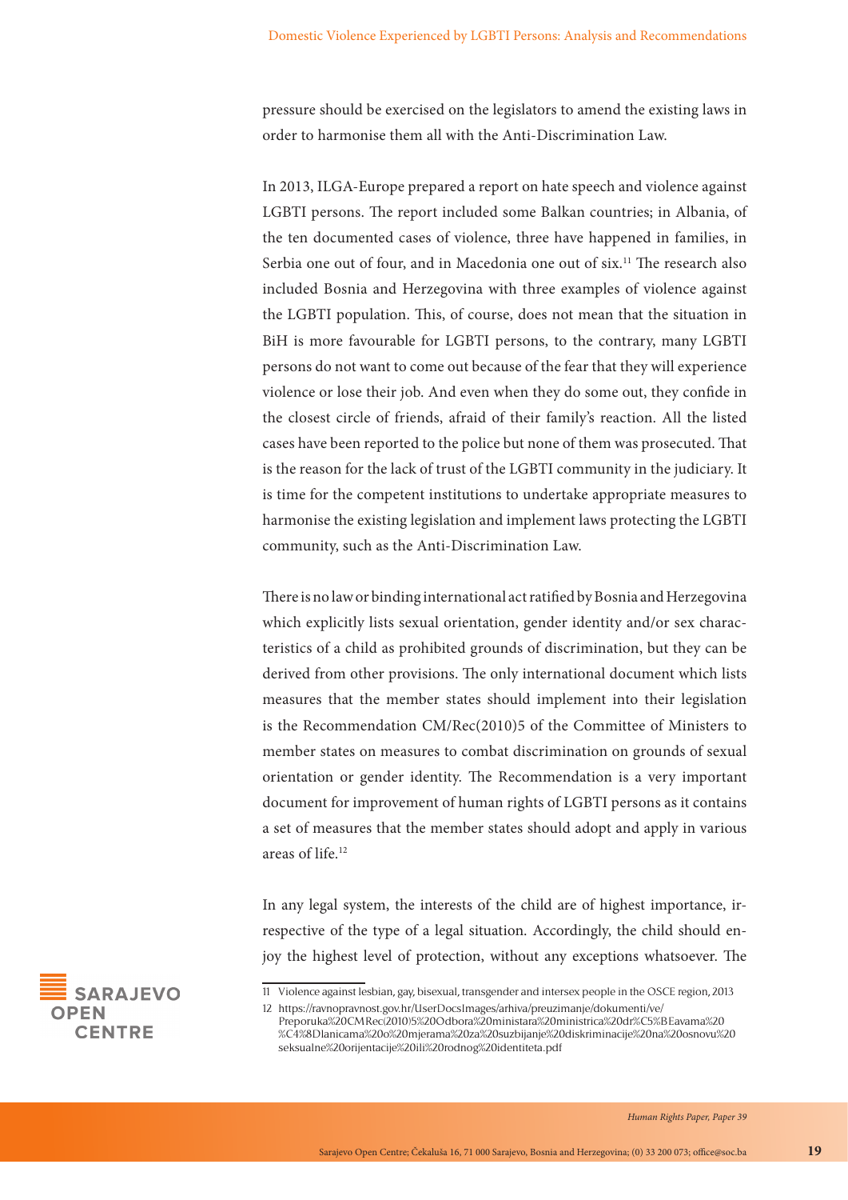pressure should be exercised on the legislators to amend the existing laws in order to harmonise them all with the Anti-Discrimination Law.

In 2013, ILGA-Europe prepared a report on hate speech and violence against LGBTI persons. The report included some Balkan countries; in Albania, of the ten documented cases of violence, three have happened in families, in Serbia one out of four, and in Macedonia one out of six.[11] The research also included Bosnia and Herzegovina with three examples of violence against the LGBTI population. This, of course, does not mean that the situation in BiH is more favourable for LGBTI persons, to the contrary, many LGBTI persons do not want to come out because of the fear that they will experience violence or lose their job. And even when they do some out, they confide in the closest circle of friends, afraid of their family's reaction. All the listed cases have been reported to the police but none of them was prosecuted. That is the reason for the lack of trust of the LGBTI community in the judiciary. It is time for the competent institutions to undertake appropriate measures to harmonise the existing legislation and implement laws protecting the LGBTI community, such as the Anti-Discrimination Law.

There is no law or binding international act ratified by Bosnia and Herzegovina which explicitly lists sexual orientation, gender identity and/or sex characteristics of a child as prohibited grounds of discrimination, but they can be derived from other provisions. The only international document which lists measures that the member states should implement into their legislation is the Recommendation CM/Rec(2010)5 of the Committee of Ministers to member states on measures to combat discrimination on grounds of sexual orientation or gender identity. The Recommendation is a very important document for improvement of human rights of LGBTI persons as it contains a set of measures that the member states should adopt and apply in various areas of life.[12]

In any legal system, the interests of the child are of highest importance, irrespective of the type of a legal situation. Accordingly, the child should enjoy the highest level of protection, without any exceptions whatsoever. The

---

11 Violence against lesbian, gay, bisexual, transgender and intersex people in the OSCE region, 2013

12 https://ravnopravnost.gov.hr/UserDocsImages/arhiva/preuzimanje/dokumenti/ve/Preporuka%20CMRec(2010)5%20Odbora%20ministara%20ministrica%20dr%C5%BEavama%20%C4%8Dlanicama%20o%20mjerama%20za%20suzbijanje%20diskriminacije%20na%20osnovu%20seksualne%20orijentacije%20ili%20rodnog%20identiteta.pdf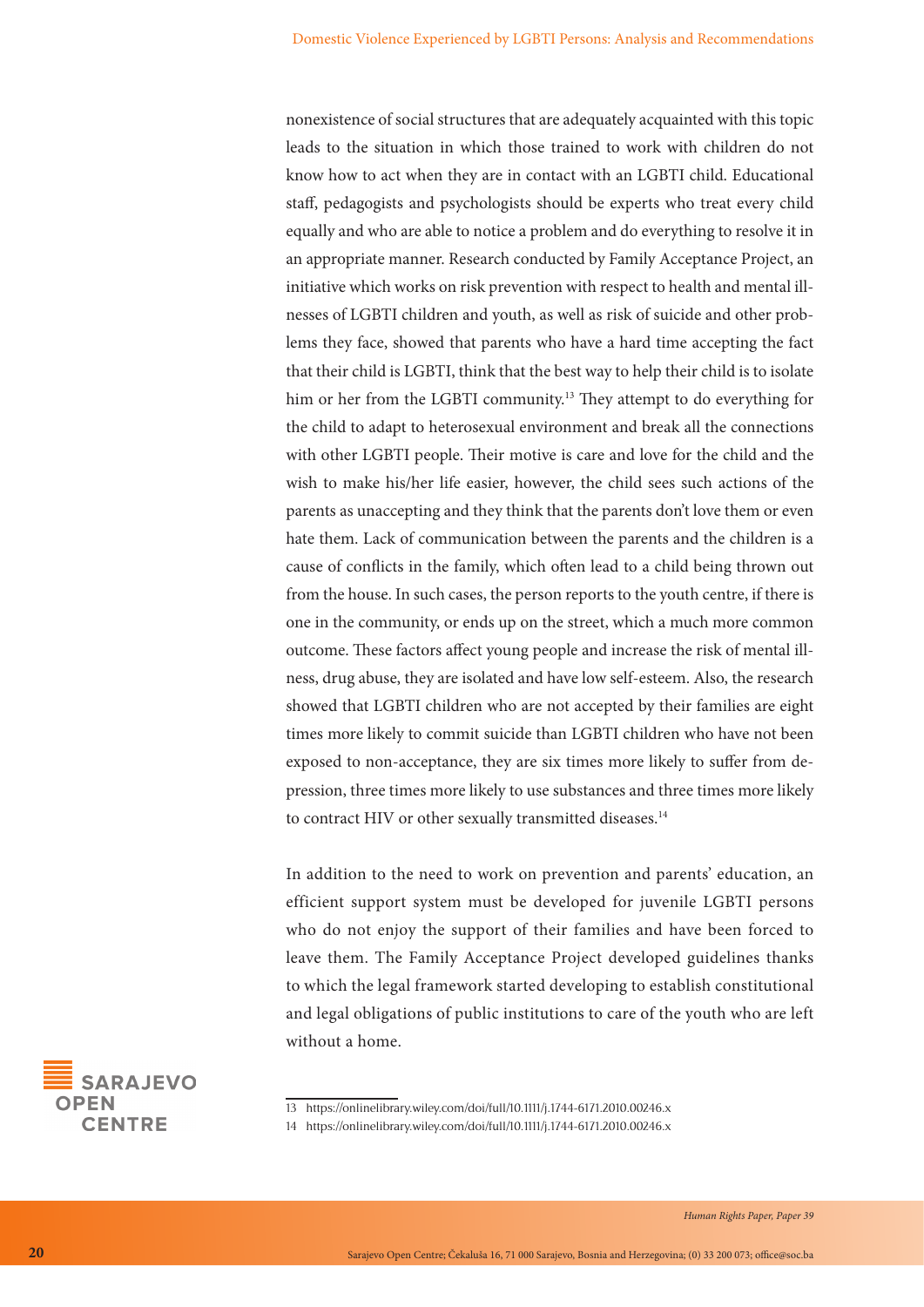nonexistence of social structures that are adequately acquainted with this topic leads to the situation in which those trained to work with children do not know how to act when they are in contact with an LGBTI child. Educational staff, pedagogists and psychologists should be experts who treat every child equally and who are able to notice a problem and do everything to resolve it in an appropriate manner. Research conducted by Family Acceptance Project, an initiative which works on risk prevention with respect to health and mental illnesses of LGBTI children and youth, as well as risk of suicide and other problems they face, showed that parents who have a hard time accepting the fact that their child is LGBTI, think that the best way to help their child is to isolate him or her from the LGBTI community.[13] They attempt to do everything for the child to adapt to heterosexual environment and break all the connections with other LGBTI people. Their motive is care and love for the child and the wish to make his/her life easier, however, the child sees such actions of the parents as unaccepting and they think that the parents don't love them or even hate them. Lack of communication between the parents and the children is a cause of conflicts in the family, which often lead to a child being thrown out from the house. In such cases, the person reports to the youth centre, if there is one in the community, or ends up on the street, which a much more common outcome. These factors affect young people and increase the risk of mental illness, drug abuse, they are isolated and have low self-esteem. Also, the research showed that LGBTI children who are not accepted by their families are eight times more likely to commit suicide than LGBTI children who have not been exposed to non-acceptance, they are six times more likely to suffer from depression, three times more likely to use substances and three times more likely to contract HIV or other sexually transmitted diseases.[14]

In addition to the need to work on prevention and parents' education, an efficient support system must be developed for juvenile LGBTI persons who do not enjoy the support of their families and have been forced to leave them. The Family Acceptance Project developed guidelines thanks to which the legal framework started developing to establish constitutional and legal obligations of public institutions to care of the youth who are left without a home.

---

13 https://onlinelibrary.wiley.com/doi/full/10.1111/j.1744-6171.2010.00246.x

14 https://onlinelibrary.wiley.com/doi/full/10.1111/j.1744-6171.2010.00246.x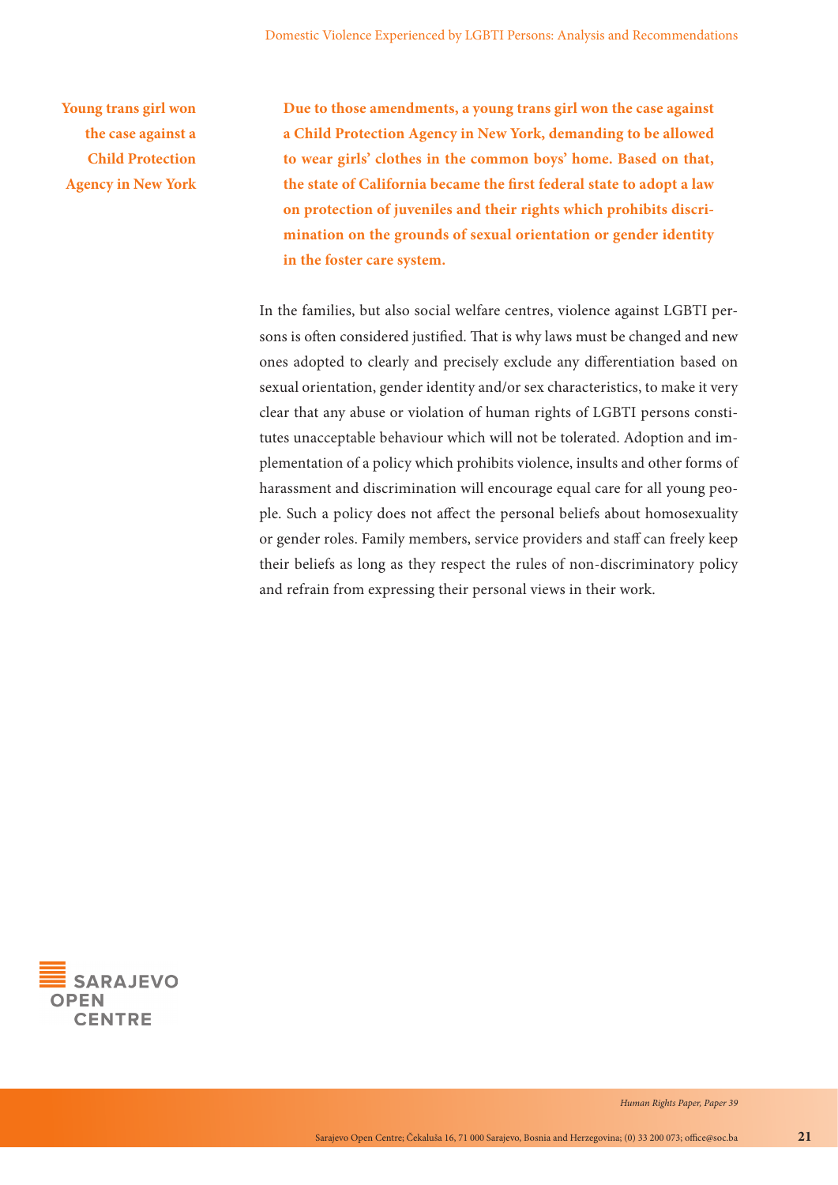**Young trans girl won the case against a Child Protection Agency in New York**

**Due to those amendments, a young trans girl won the case against a Child Protection Agency in New York, demanding to be allowed to wear girls' clothes in the common boys' home. Based on that, the state of California became the first federal state to adopt a law on protection of juveniles and their rights which prohibits discrimination on the grounds of sexual orientation or gender identity in the foster care system.**

In the families, but also social welfare centres, violence against LGBTI persons is often considered justified. That is why laws must be changed and new ones adopted to clearly and precisely exclude any differentiation based on sexual orientation, gender identity and/or sex characteristics, to make it very clear that any abuse or violation of human rights of LGBTI persons constitutes unacceptable behaviour which will not be tolerated. Adoption and implementation of a policy which prohibits violence, insults and other forms of harassment and discrimination will encourage equal care for all young people. Such a policy does not affect the personal beliefs about homosexuality or gender roles. Family members, service providers and staff can freely keep their beliefs as long as they respect the rules of non-discriminatory policy and refrain from expressing their personal views in their work.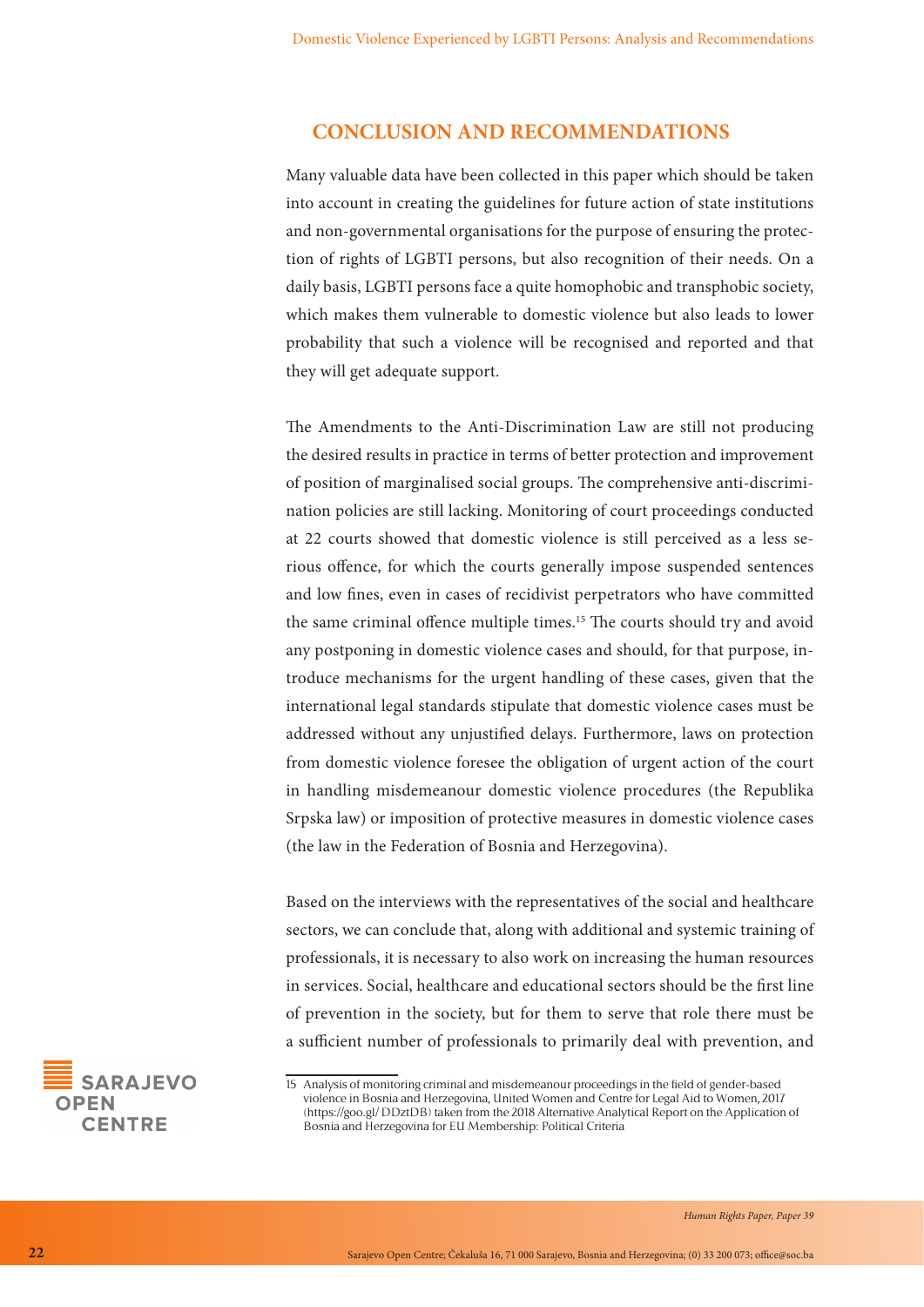## CONCLUSION AND RECOMMENDATIONS

Many valuable data have been collected in this paper which should be taken into account in creating the guidelines for future action of state institutions and non-governmental organisations for the purpose of ensuring the protection of rights of LGBTI persons, but also recognition of their needs. On a daily basis, LGBTI persons face a quite homophobic and transphobic society, which makes them vulnerable to domestic violence but also leads to lower probability that such a violence will be recognised and reported and that they will get adequate support.

The Amendments to the Anti-Discrimination Law are still not producing the desired results in practice in terms of better protection and improvement of position of marginalised social groups. The comprehensive anti-discrimination policies are still lacking. Monitoring of court proceedings conducted at 22 courts showed that domestic violence is still perceived as a less serious offence, for which the courts generally impose suspended sentences and low fines, even in cases of recidivist perpetrators who have committed the same criminal offence multiple times.[15] The courts should try and avoid any postponing in domestic violence cases and should, for that purpose, introduce mechanisms for the urgent handling of these cases, given that the international legal standards stipulate that domestic violence cases must be addressed without any unjustified delays. Furthermore, laws on protection from domestic violence foresee the obligation of urgent action of the court in handling misdemeanour domestic violence procedures (the Republika Srpska law) or imposition of protective measures in domestic violence cases (the law in the Federation of Bosnia and Herzegovina).

Based on the interviews with the representatives of the social and healthcare sectors, we can conclude that, along with additional and systemic training of professionals, it is necessary to also work on increasing the human resources in services. Social, healthcare and educational sectors should be the first line of prevention in the society, but for them to serve that role there must be a sufficient number of professionals to primarily deal with prevention, and

15 Analysis of monitoring criminal and misdemeanour proceedings in the field of gender-based violence in Bosnia and Herzegovina, United Women and Centre for Legal Aid to Women, 2017 (https://goo.gl/DDztDB) taken from the 2018 Alternative Analytical Report on the Application of Bosnia and Herzegovina for EU Membership: Political Criteria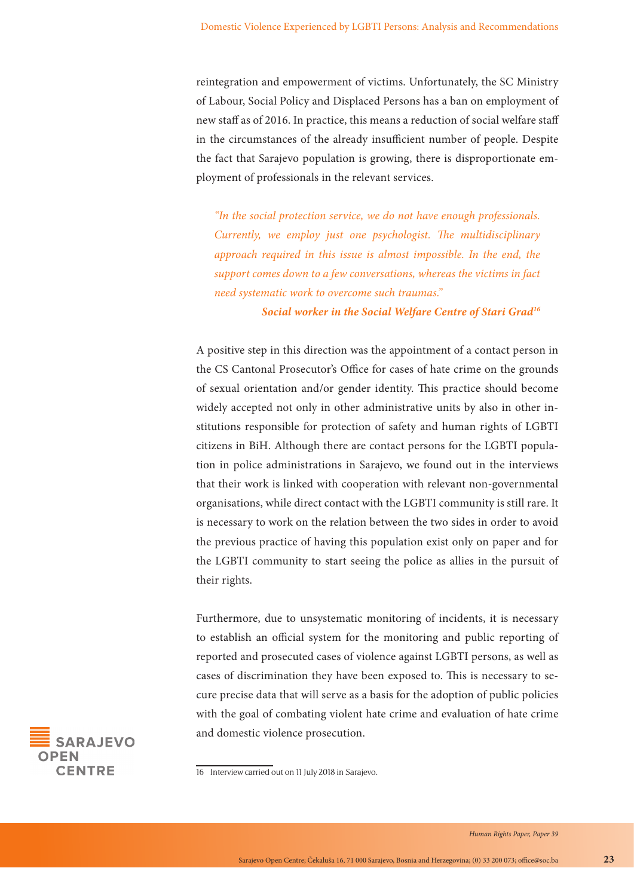reintegration and empowerment of victims. Unfortunately, the SC Ministry of Labour, Social Policy and Displaced Persons has a ban on employment of new staff as of 2016. In practice, this means a reduction of social welfare staff in the circumstances of the already insufficient number of people. Despite the fact that Sarajevo population is growing, there is disproportionate employment of professionals in the relevant services.

> *"In the social protection service, we do not have enough professionals. Currently, we employ just one psychologist. The multidisciplinary approach required in this issue is almost impossible. In the end, the support comes down to a few conversations, whereas the victims in fact need systematic work to overcome such traumas."*
>
> ***Social worker in the Social Welfare Centre of Stari Grad***[16]

A positive step in this direction was the appointment of a contact person in the CS Cantonal Prosecutor's Office for cases of hate crime on the grounds of sexual orientation and/or gender identity. This practice should become widely accepted not only in other administrative units by also in other institutions responsible for protection of safety and human rights of LGBTI citizens in BiH. Although there are contact persons for the LGBTI population in police administrations in Sarajevo, we found out in the interviews that their work is linked with cooperation with relevant non-governmental organisations, while direct contact with the LGBTI community is still rare. It is necessary to work on the relation between the two sides in order to avoid the previous practice of having this population exist only on paper and for the LGBTI community to start seeing the police as allies in the pursuit of their rights.

Furthermore, due to unsystematic monitoring of incidents, it is necessary to establish an official system for the monitoring and public reporting of reported and prosecuted cases of violence against LGBTI persons, as well as cases of discrimination they have been exposed to. This is necessary to secure precise data that will serve as a basis for the adoption of public policies with the goal of combating violent hate crime and evaluation of hate crime and domestic violence prosecution.

---

16 Interview carried out on 11 July 2018 in Sarajevo.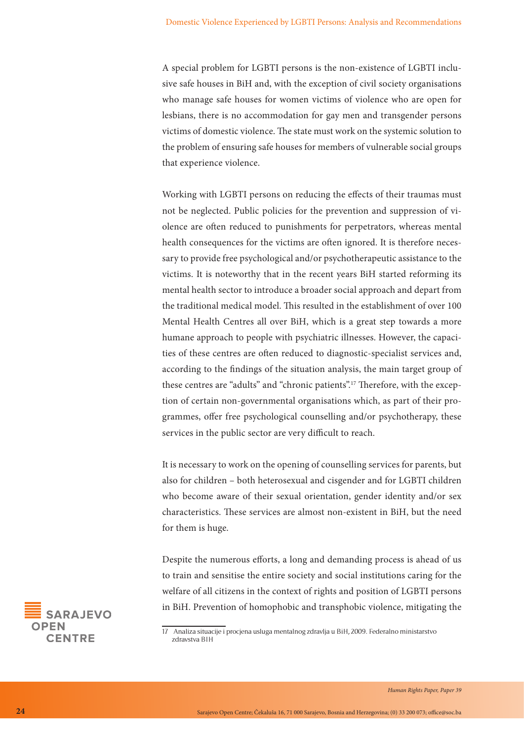A special problem for LGBTI persons is the non-existence of LGBTI inclusive safe houses in BiH and, with the exception of civil society organisations who manage safe houses for women victims of violence who are open for lesbians, there is no accommodation for gay men and transgender persons victims of domestic violence. The state must work on the systemic solution to the problem of ensuring safe houses for members of vulnerable social groups that experience violence.

Working with LGBTI persons on reducing the effects of their traumas must not be neglected. Public policies for the prevention and suppression of violence are often reduced to punishments for perpetrators, whereas mental health consequences for the victims are often ignored. It is therefore necessary to provide free psychological and/or psychotherapeutic assistance to the victims. It is noteworthy that in the recent years BiH started reforming its mental health sector to introduce a broader social approach and depart from the traditional medical model. This resulted in the establishment of over 100 Mental Health Centres all over BiH, which is a great step towards a more humane approach to people with psychiatric illnesses. However, the capacities of these centres are often reduced to diagnostic-specialist services and, according to the findings of the situation analysis, the main target group of these centres are "adults" and "chronic patients".[17] Therefore, with the exception of certain non-governmental organisations which, as part of their programmes, offer free psychological counselling and/or psychotherapy, these services in the public sector are very difficult to reach.

It is necessary to work on the opening of counselling services for parents, but also for children – both heterosexual and cisgender and for LGBTI children who become aware of their sexual orientation, gender identity and/or sex characteristics. These services are almost non-existent in BiH, but the need for them is huge.

Despite the numerous efforts, a long and demanding process is ahead of us to train and sensitise the entire society and social institutions caring for the welfare of all citizens in the context of rights and position of LGBTI persons in BiH. Prevention of homophobic and transphobic violence, mitigating the

17 Analiza situacije i procjena usluga mentalnog zdravlja u BiH, 2009. Federalno ministarstvo zdravstva BIH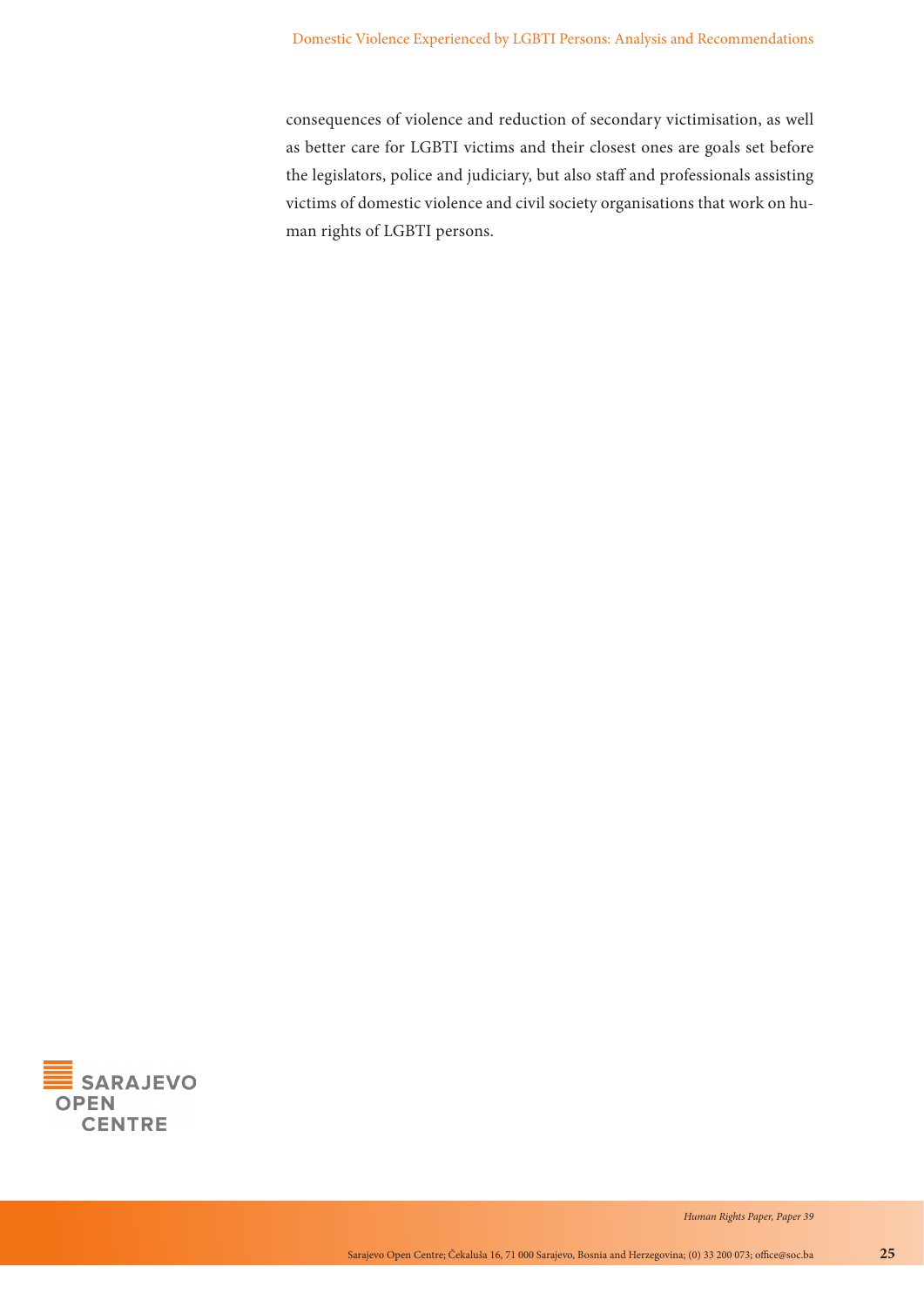consequences of violence and reduction of secondary victimisation, as well as better care for LGBTI victims and their closest ones are goals set before the legislators, police and judiciary, but also staff and professionals assisting victims of domestic violence and civil society organisations that work on human rights of LGBTI persons.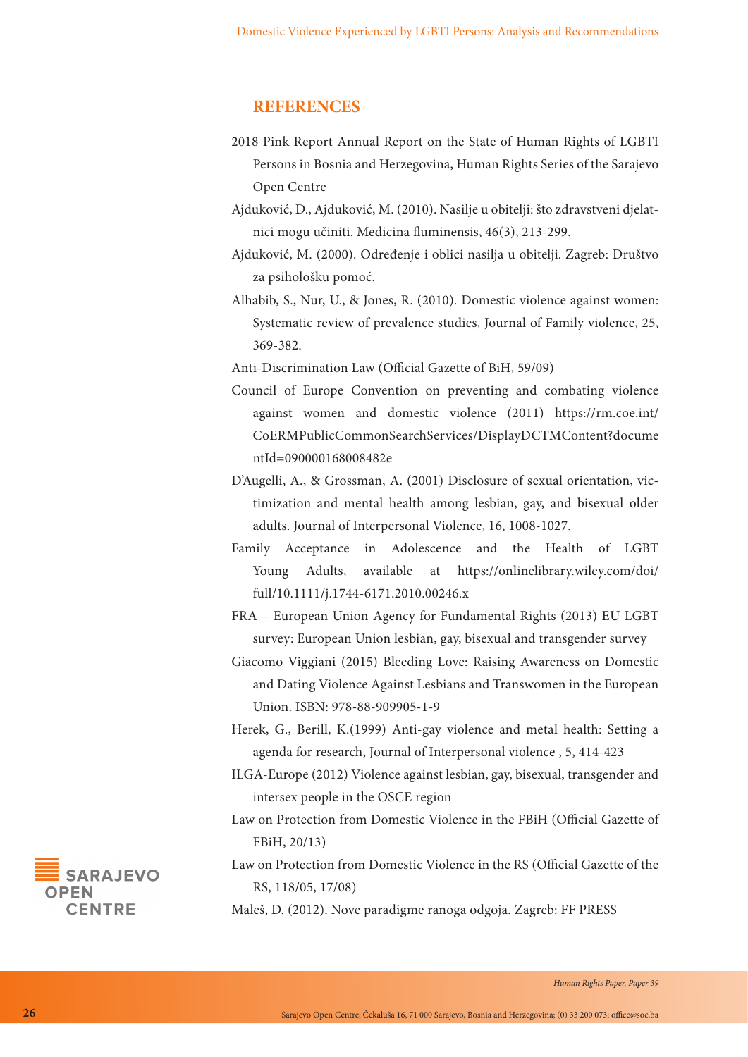## REFERENCES

2018 Pink Report Annual Report on the State of Human Rights of LGBTI Persons in Bosnia and Herzegovina, Human Rights Series of the Sarajevo Open Centre

Ajduković, D., Ajduković, M. (2010). Nasilje u obitelji: što zdravstveni djelatnici mogu učiniti. Medicina fluminensis, 46(3), 213-299.

Ajduković, M. (2000). Određenje i oblici nasilja u obitelji. Zagreb: Društvo za psihološku pomoć.

Alhabib, S., Nur, U., & Jones, R. (2010). Domestic violence against women: Systematic review of prevalence studies, Journal of Family violence, 25, 369-382.

Anti-Discrimination Law (Official Gazette of BiH, 59/09)

Council of Europe Convention on preventing and combating violence against women and domestic violence (2011) https://rm.coe.int/CoERMPublicCommonSearchServices/DisplayDCTMContent?documentId=090000168008482e

D'Augelli, A., & Grossman, A. (2001) Disclosure of sexual orientation, victimization and mental health among lesbian, gay, and bisexual older adults. Journal of Interpersonal Violence, 16, 1008-1027.

Family Acceptance in Adolescence and the Health of LGBT Young Adults, available at https://onlinelibrary.wiley.com/doi/full/10.1111/j.1744-6171.2010.00246.x

FRA – European Union Agency for Fundamental Rights (2013) EU LGBT survey: European Union lesbian, gay, bisexual and transgender survey

Giacomo Viggiani (2015) Bleeding Love: Raising Awareness on Domestic and Dating Violence Against Lesbians and Transwomen in the European Union. ISBN: 978-88-909905-1-9

Herek, G., Berill, K.(1999) Anti-gay violence and metal health: Setting a agenda for research, Journal of Interpersonal violence , 5, 414-423

ILGA-Europe (2012) Violence against lesbian, gay, bisexual, transgender and intersex people in the OSCE region

Law on Protection from Domestic Violence in the FBiH (Official Gazette of FBiH, 20/13)

Law on Protection from Domestic Violence in the RS (Official Gazette of the RS, 118/05, 17/08)

Maleš, D. (2012). Nove paradigme ranoga odgoja. Zagreb: FF PRESS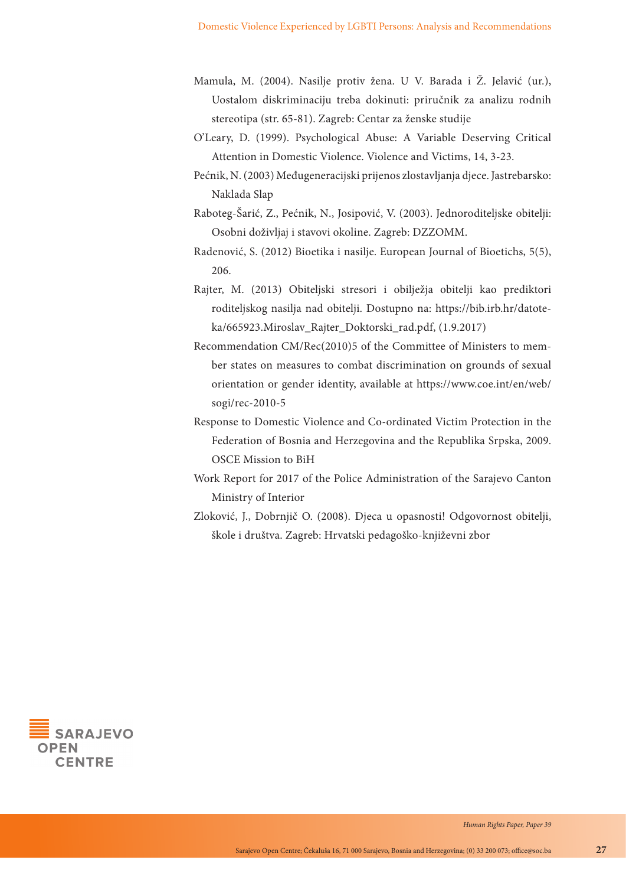Mamula, M. (2004). Nasilje protiv žena. U V. Barada i Ž. Jelavić (ur.), Uostalom diskriminaciju treba dokinuti: priručnik za analizu rodnih stereotipa (str. 65-81). Zagreb: Centar za ženske studije

O'Leary, D. (1999). Psychological Abuse: A Variable Deserving Critical Attention in Domestic Violence. Violence and Victims, 14, 3-23.

Poćnik, N. (2003) Međugeneracijski prijenos zlostavljanja djece. Jastrebarsko: Naklada Slap

Raboteg-Šarić, Z., Poćnik, N., Josipović, V. (2003). Jednoroditeljske obitelji: Osobni doživljaj i stavovi okoline. Zagreb: DZZOMM.

Radenović, S. (2012) Bioetika i nasilje. European Journal of Bioetichs, 5(5), 206.

Rajter, M. (2013) Obiteljski stresori i obilježja obitelji kao prediktori roditeljskog nasilja nad obitelji. Dostupno na: https://bib.irb.hr/datoteka/665923.Miroslav_Rajter_Doktorski_rad.pdf, (1.9.2017)

Recommendation CM/Rec(2010)5 of the Committee of Ministers to member states on measures to combat discrimination on grounds of sexual orientation or gender identity, available at https://www.coe.int/en/web/sogi/rec-2010-5

Response to Domestic Violence and Co-ordinated Victim Protection in the Federation of Bosnia and Herzegovina and the Republika Srpska, 2009. OSCE Mission to BiH

Work Report for 2017 of the Police Administration of the Sarajevo Canton Ministry of Interior

Zloković, J., Dobrnjič O. (2008). Djeca u opasnosti! Odgovornost obitelji, škole i društva. Zagreb: Hrvatski pedagoško-književni zbor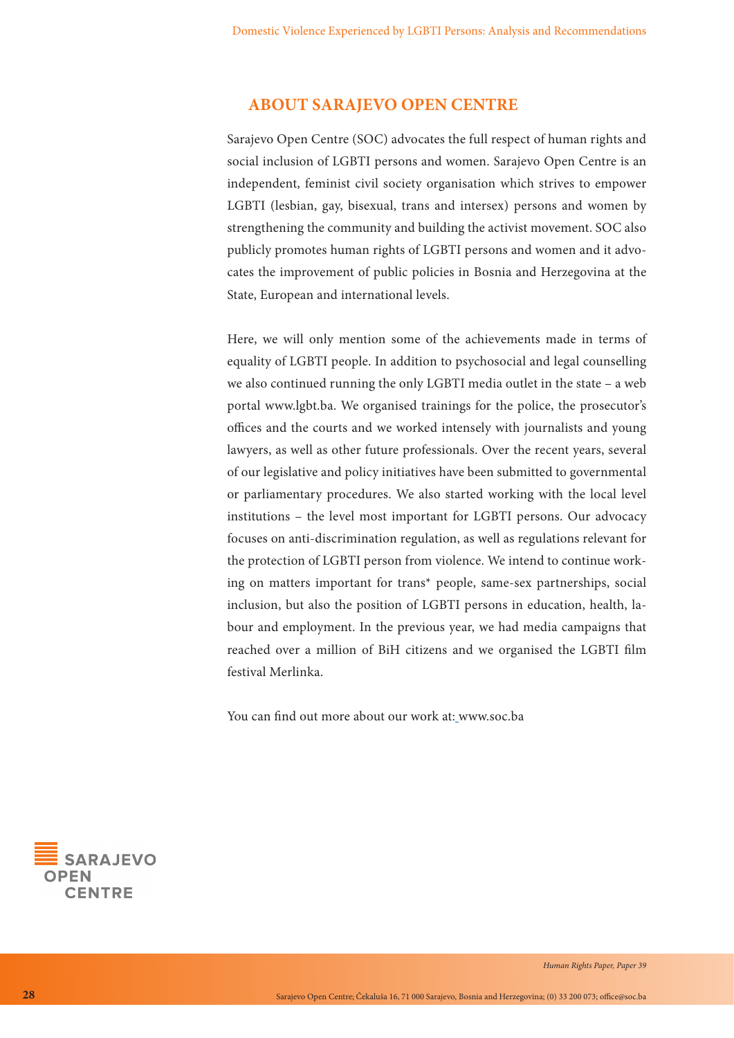## ABOUT SARAJEVO OPEN CENTRE

Sarajevo Open Centre (SOC) advocates the full respect of human rights and social inclusion of LGBTI persons and women. Sarajevo Open Centre is an independent, feminist civil society organisation which strives to empower LGBTI (lesbian, gay, bisexual, trans and intersex) persons and women by strengthening the community and building the activist movement. SOC also publicly promotes human rights of LGBTI persons and women and it advocates the improvement of public policies in Bosnia and Herzegovina at the State, European and international levels.

Here, we will only mention some of the achievements made in terms of equality of LGBTI people. In addition to psychosocial and legal counselling we also continued running the only LGBTI media outlet in the state – a web portal www.lgbt.ba. We organised trainings for the police, the prosecutor's offices and the courts and we worked intensely with journalists and young lawyers, as well as other future professionals. Over the recent years, several of our legislative and policy initiatives have been submitted to governmental or parliamentary procedures. We also started working with the local level institutions – the level most important for LGBTI persons. Our advocacy focuses on anti-discrimination regulation, as well as regulations relevant for the protection of LGBTI person from violence. We intend to continue working on matters important for trans* people, same-sex partnerships, social inclusion, but also the position of LGBTI persons in education, health, labour and employment. In the previous year, we had media campaigns that reached over a million of BiH citizens and we organised the LGBTI film festival Merlinka.

You can find out more about our work at: www.soc.ba

SARAJEVO OPEN CENTRE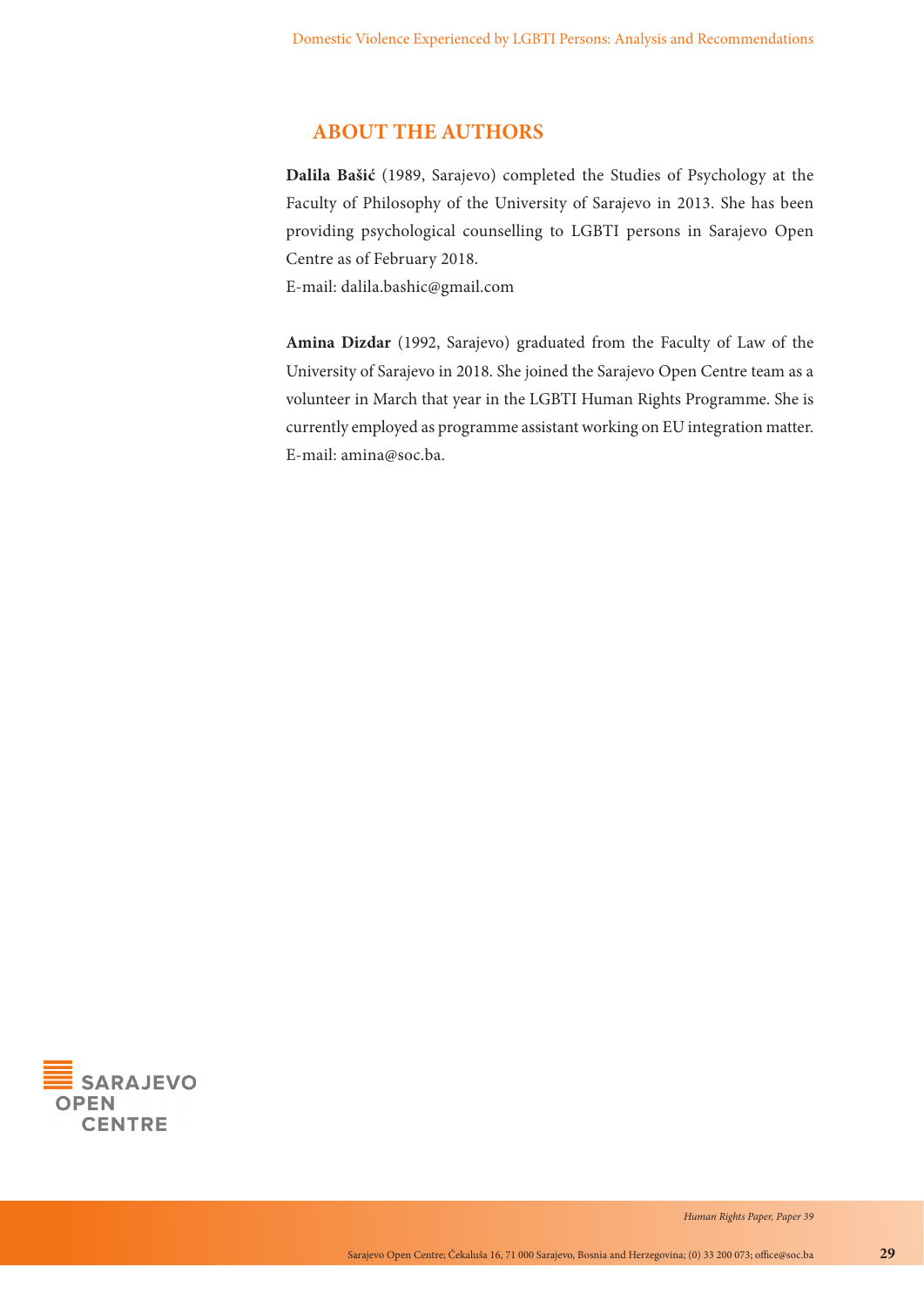## ABOUT THE AUTHORS

**Dalila Bašić** (1989, Sarajevo) completed the Studies of Psychology at the Faculty of Philosophy of the University of Sarajevo in 2013. She has been providing psychological counselling to LGBTI persons in Sarajevo Open Centre as of February 2018.
E-mail: dalila.bashic@gmail.com

**Amina Dizdar** (1992, Sarajevo) graduated from the Faculty of Law of the University of Sarajevo in 2018. She joined the Sarajevo Open Centre team as a volunteer in March that year in the LGBTI Human Rights Programme. She is currently employed as programme assistant working on EU integration matter.
E-mail: amina@soc.ba.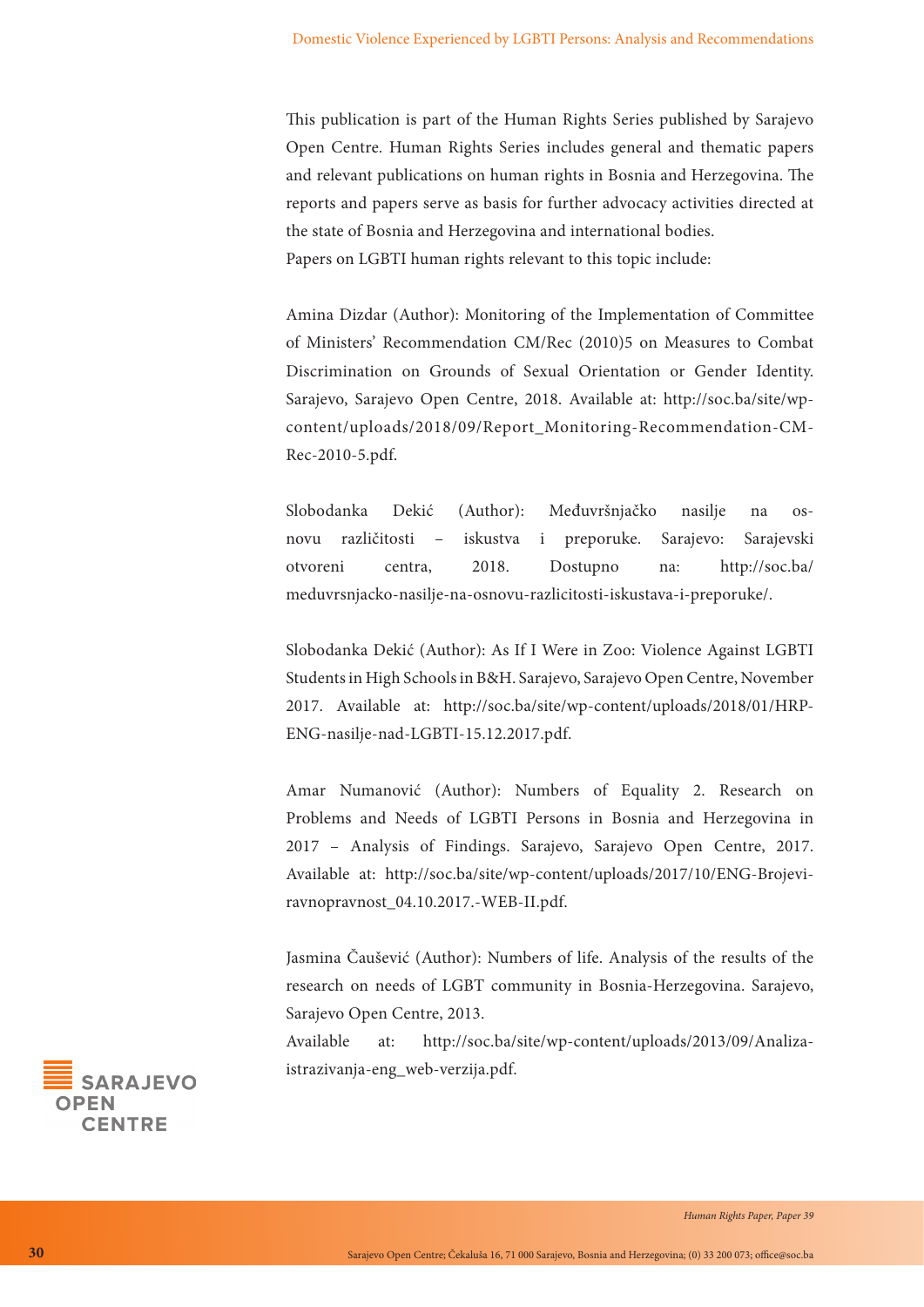This publication is part of the Human Rights Series published by Sarajevo Open Centre. Human Rights Series includes general and thematic papers and relevant publications on human rights in Bosnia and Herzegovina. The reports and papers serve as basis for further advocacy activities directed at the state of Bosnia and Herzegovina and international bodies.
Papers on LGBTI human rights relevant to this topic include:

Amina Dizdar (Author): Monitoring of the Implementation of Committee of Ministers' Recommendation CM/Rec (2010)5 on Measures to Combat Discrimination on Grounds of Sexual Orientation or Gender Identity. Sarajevo, Sarajevo Open Centre, 2018. Available at: http://soc.ba/site/wp-content/uploads/2018/09/Report_Monitoring-Recommendation-CM-Rec-2010-5.pdf.

Slobodanka Dekić (Author): Međuvršnjačko nasilje na osnovu različitosti – iskustva i preporuke. Sarajevo: Sarajevski otvoreni centra, 2018. Dostupno na: http://soc.ba/meduvrsnjacko-nasilje-na-osnovu-razlicitosti-iskustava-i-preporuke/.

Slobodanka Dekić (Author): As If I Were in Zoo: Violence Against LGBTI Students in High Schools in B&H. Sarajevo, Sarajevo Open Centre, November 2017. Available at: http://soc.ba/site/wp-content/uploads/2018/01/HRP-ENG-nasilje-nad-LGBTI-15.12.2017.pdf.

Amar Numanović (Author): Numbers of Equality 2. Research on Problems and Needs of LGBTI Persons in Bosnia and Herzegovina in 2017 – Analysis of Findings. Sarajevo, Sarajevo Open Centre, 2017. Available at: http://soc.ba/site/wp-content/uploads/2017/10/ENG-Brojevi-ravnopravnost_04.10.2017.-WEB-II.pdf.

Jasmina Čaušević (Author): Numbers of life. Analysis of the results of the research on needs of LGBT community in Bosnia-Herzegovina. Sarajevo, Sarajevo Open Centre, 2013.
Available at: http://soc.ba/site/wp-content/uploads/2013/09/Analiza-istrazivanja-eng_web-verzija.pdf.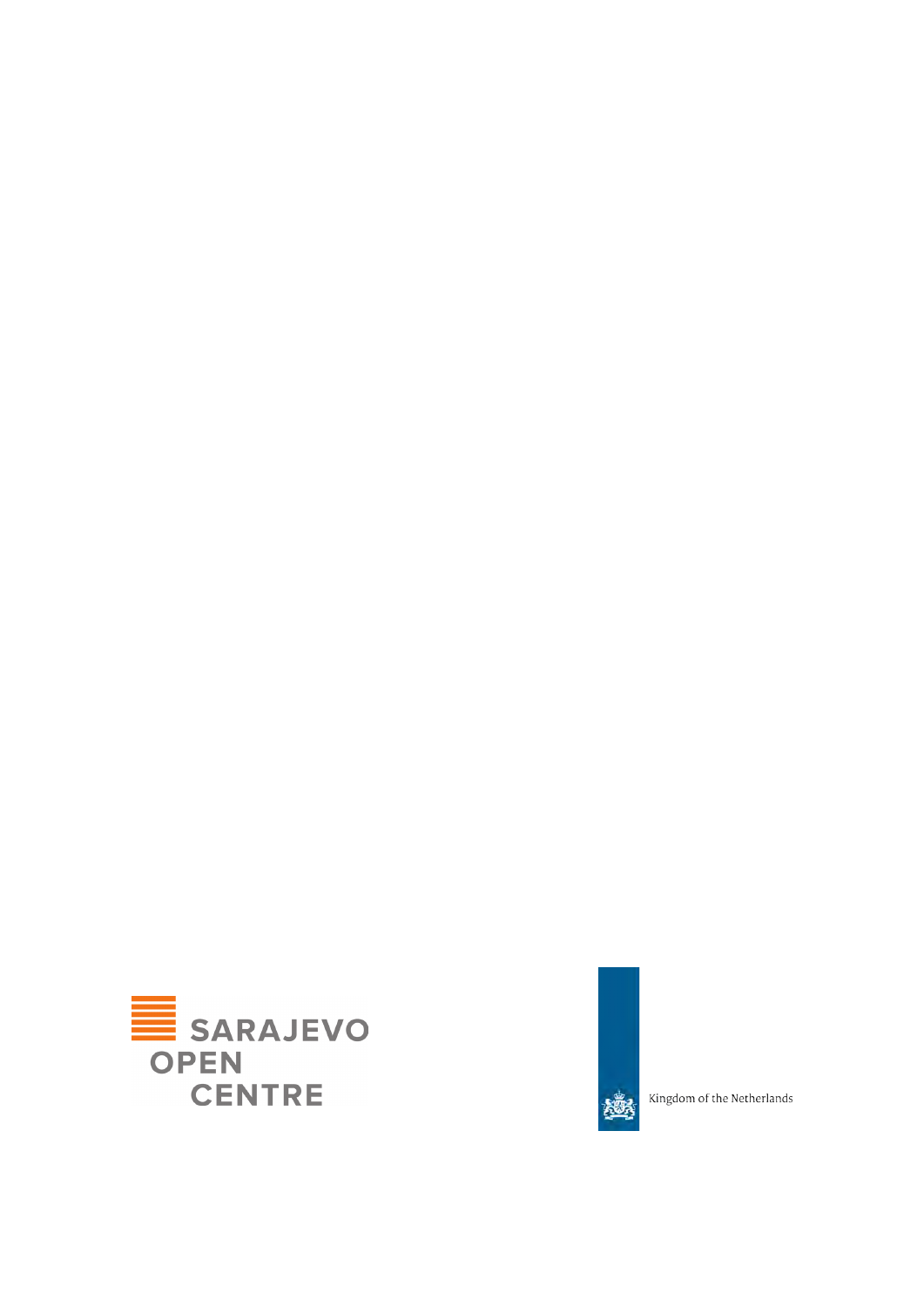SARAJEVO
OPEN
CENTRE

Kingdom of the Netherlands